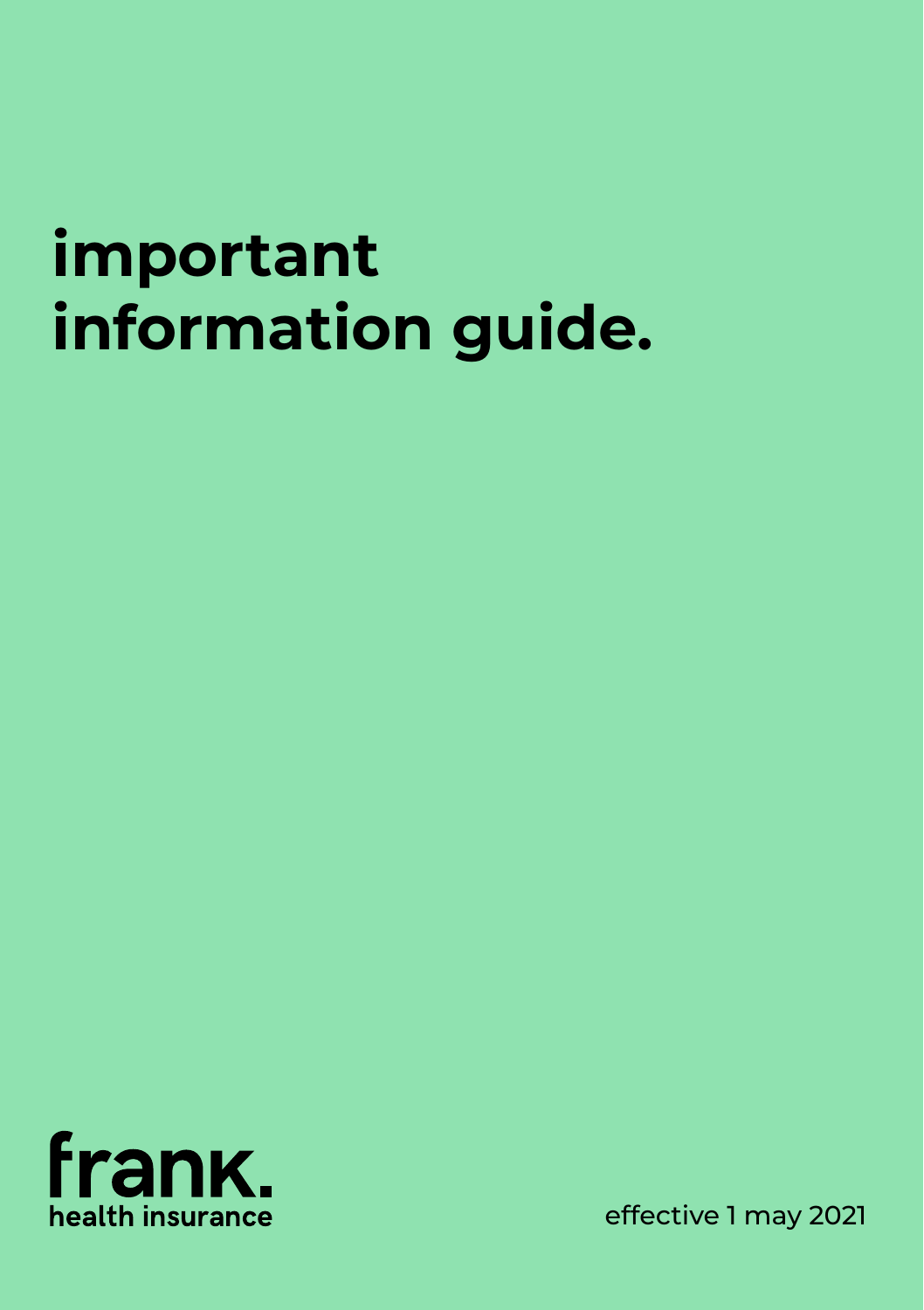# important information guide.

frank.
health insurance

effective 1 may 2021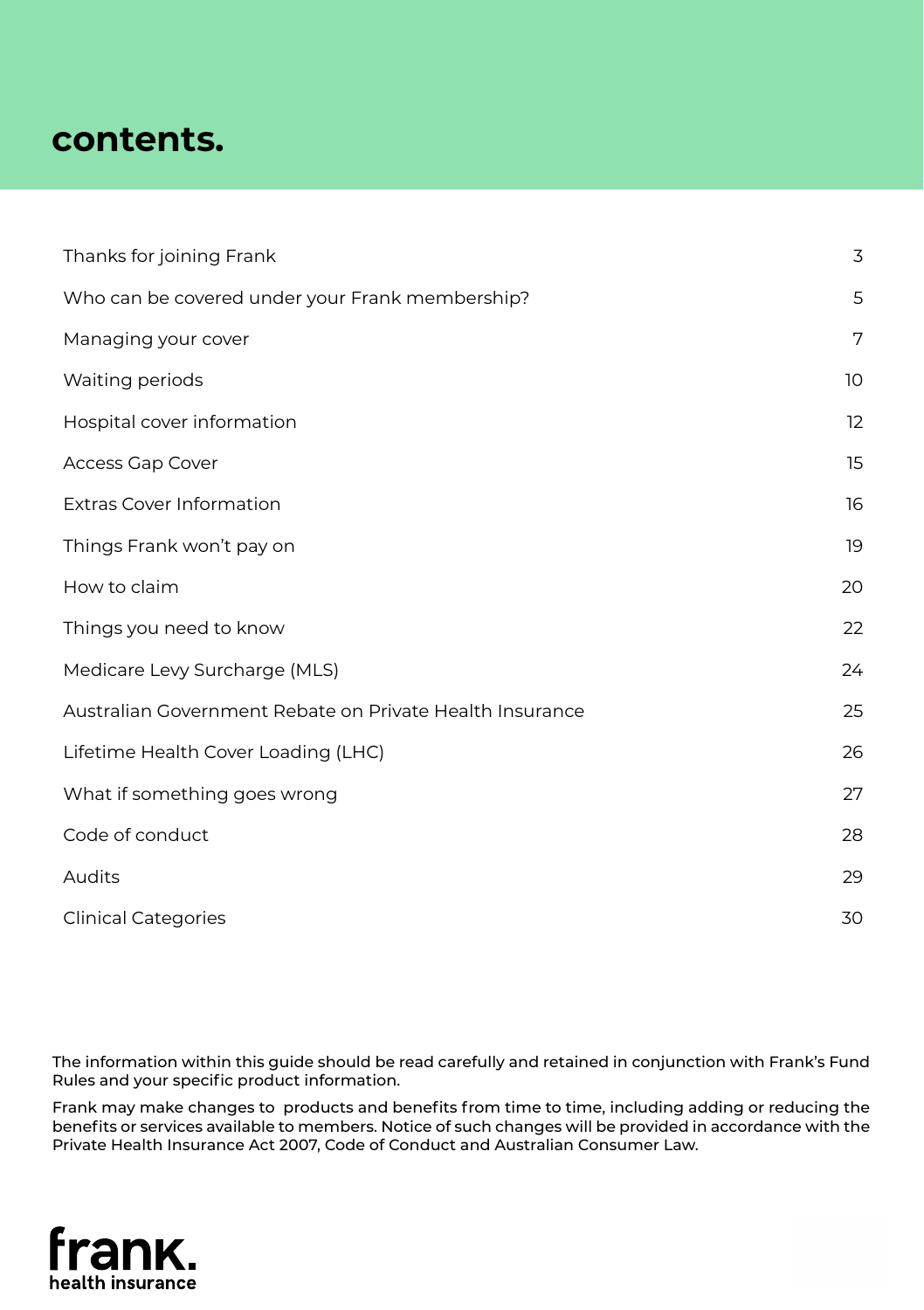# contents.

| | |
|---|---|
| Thanks for joining Frank | 3 |
| Who can be covered under your Frank membership? | 5 |
| Managing your cover | 7 |
| Waiting periods | 10 |
| Hospital cover information | 12 |
| Access Gap Cover | 15 |
| Extras Cover Information | 16 |
| Things Frank won't pay on | 19 |
| How to claim | 20 |
| Things you need to know | 22 |
| Medicare Levy Surcharge (MLS) | 24 |
| Australian Government Rebate on Private Health Insurance | 25 |
| Lifetime Health Cover Loading (LHC) | 26 |
| What if something goes wrong | 27 |
| Code of conduct | 28 |
| Audits | 29 |
| Clinical Categories | 30 |

The information within this guide should be read carefully and retained in conjunction with Frank's Fund Rules and your specific product information.

Frank may make changes to products and benefits from time to time, including adding or reducing the benefits or services available to members. Notice of such changes will be provided in accordance with the Private Health Insurance Act 2007, Code of Conduct and Australian Consumer Law.

frank. health insurance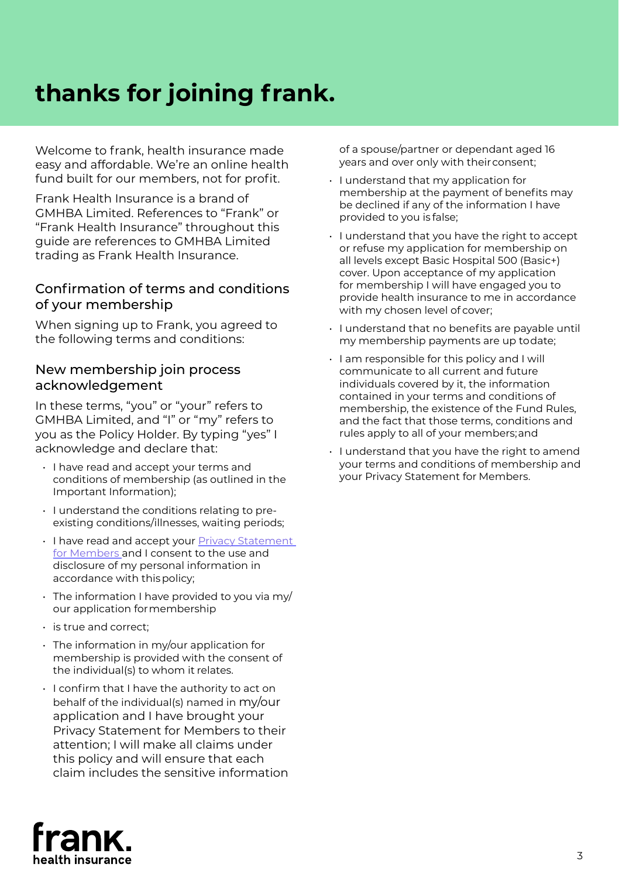# thanks for joining frank.

Welcome to frank, health insurance made easy and affordable. We're an online health fund built for our members, not for profit.

Frank Health Insurance is a brand of GMHBA Limited. References to "Frank" or "Frank Health Insurance" throughout this guide are references to GMHBA Limited trading as Frank Health Insurance.

## Confirmation of terms and conditions of your membership

When signing up to Frank, you agreed to the following terms and conditions:

## New membership join process acknowledgement

In these terms, "you" or "your" refers to GMHBA Limited, and "I" or "my" refers to you as the Policy Holder. By typing "yes" I acknowledge and declare that:

- I have read and accept your terms and conditions of membership (as outlined in the Important Information);
- I understand the conditions relating to pre-existing conditions/illnesses, waiting periods;
- I have read and accept your Privacy Statement for Members and I consent to the use and disclosure of my personal information in accordance with this policy;
- The information I have provided to you via my/our application for membership
- is true and correct;
- The information in my/our application for membership is provided with the consent of the individual(s) to whom it relates.
- I confirm that I have the authority to act on behalf of the individual(s) named in my/our application and I have brought your Privacy Statement for Members to their attention; I will make all claims under this policy and will ensure that each claim includes the sensitive information of a spouse/partner or dependant aged 16 years and over only with their consent;
- I understand that my application for membership at the payment of benefits may be declined if any of the information I have provided to you is false;
- I understand that you have the right to accept or refuse my application for membership on all levels except Basic Hospital 500 (Basic+) cover. Upon acceptance of my application for membership I will have engaged you to provide health insurance to me in accordance with my chosen level of cover;
- I understand that no benefits are payable until my membership payments are up to date;
- I am responsible for this policy and I will communicate to all current and future individuals covered by it, the information contained in your terms and conditions of membership, the existence of the Fund Rules, and the fact that those terms, conditions and rules apply to all of your members; and
- I understand that you have the right to amend your terms and conditions of membership and your Privacy Statement for Members.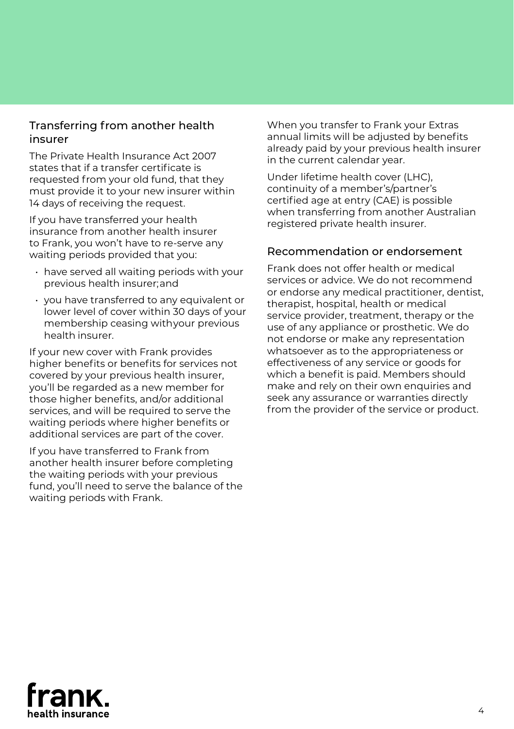## Transferring from another health insurer

The Private Health Insurance Act 2007 states that if a transfer certificate is requested from your old fund, that they must provide it to your new insurer within 14 days of receiving the request.

If you have transferred your health insurance from another health insurer to Frank, you won't have to re-serve any waiting periods provided that you:

- have served all waiting periods with your previous health insurer;and
- you have transferred to any equivalent or lower level of cover within 30 days of your membership ceasing withyour previous health insurer.

If your new cover with Frank provides higher benefits or benefits for services not covered by your previous health insurer, you'll be regarded as a new member for those higher benefits, and/or additional services, and will be required to serve the waiting periods where higher benefits or additional services are part of the cover.

If you have transferred to Frank from another health insurer before completing the waiting periods with your previous fund, you'll need to serve the balance of the waiting periods with Frank.

When you transfer to Frank your Extras annual limits will be adjusted by benefits already paid by your previous health insurer in the current calendar year.

Under lifetime health cover (LHC), continuity of a member's/partner's certified age at entry (CAE) is possible when transferring from another Australian registered private health insurer.

## Recommendation or endorsement

Frank does not offer health or medical services or advice. We do not recommend or endorse any medical practitioner, dentist, therapist, hospital, health or medical service provider, treatment, therapy or the use of any appliance or prosthetic. We do not endorse or make any representation whatsoever as to the appropriateness or effectiveness of any service or goods for which a benefit is paid. Members should make and rely on their own enquiries and seek any assurance or warranties directly from the provider of the service or product.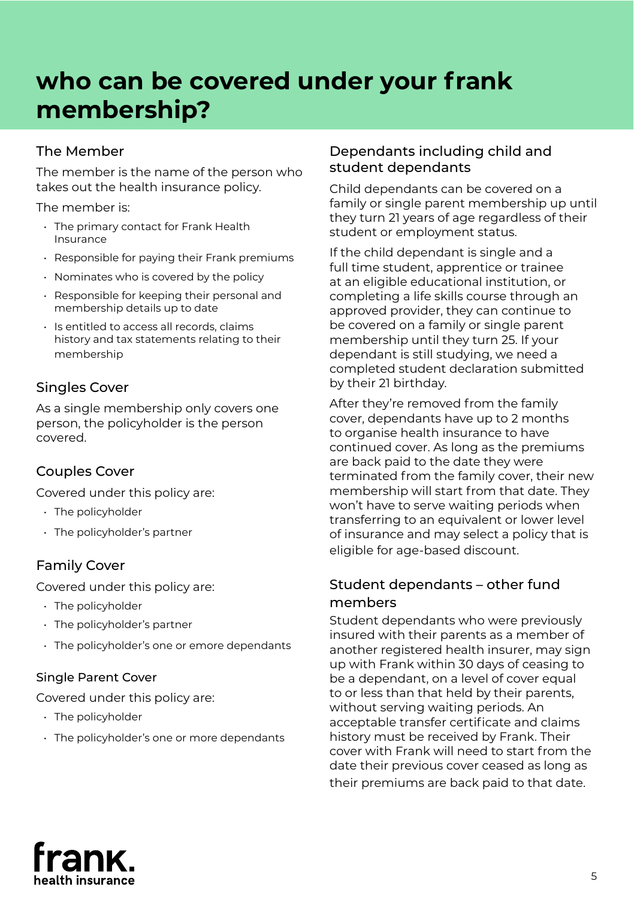# who can be covered under your frank membership?

## The Member

The member is the name of the person who takes out the health insurance policy.

The member is:

- The primary contact for Frank Health Insurance
- Responsible for paying their Frank premiums
- Nominates who is covered by the policy
- Responsible for keeping their personal and membership details up to date
- Is entitled to access all records, claims history and tax statements relating to their membership

## Singles Cover

As a single membership only covers one person, the policyholder is the person covered.

## Couples Cover

Covered under this policy are:

- The policyholder
- The policyholder's partner

## Family Cover

Covered under this policy are:

- The policyholder
- The policyholder's partner
- The policyholder's one or emore dependants

## Single Parent Cover

Covered under this policy are:

- The policyholder
- The policyholder's one or more dependants

## Dependants including child and student dependants

Child dependants can be covered on a family or single parent membership up until they turn 21 years of age regardless of their student or employment status.

If the child dependant is single and a full time student, apprentice or trainee at an eligible educational institution, or completing a life skills course through an approved provider, they can continue to be covered on a family or single parent membership until they turn 25. If your dependant is still studying, we need a completed student declaration submitted by their 21 birthday.

After they're removed from the family cover, dependants have up to 2 months to organise health insurance to have continued cover. As long as the premiums are back paid to the date they were terminated from the family cover, their new membership will start from that date. They won't have to serve waiting periods when transferring to an equivalent or lower level of insurance and may select a policy that is eligible for age-based discount.

## Student dependants – other fund members

Student dependants who were previously insured with their parents as a member of another registered health insurer, may sign up with Frank within 30 days of ceasing to be a dependant, on a level of cover equal to or less than that held by their parents, without serving waiting periods. An acceptable transfer certificate and claims history must be received by Frank. Their cover with Frank will need to start from the date their previous cover ceased as long as their premiums are back paid to that date.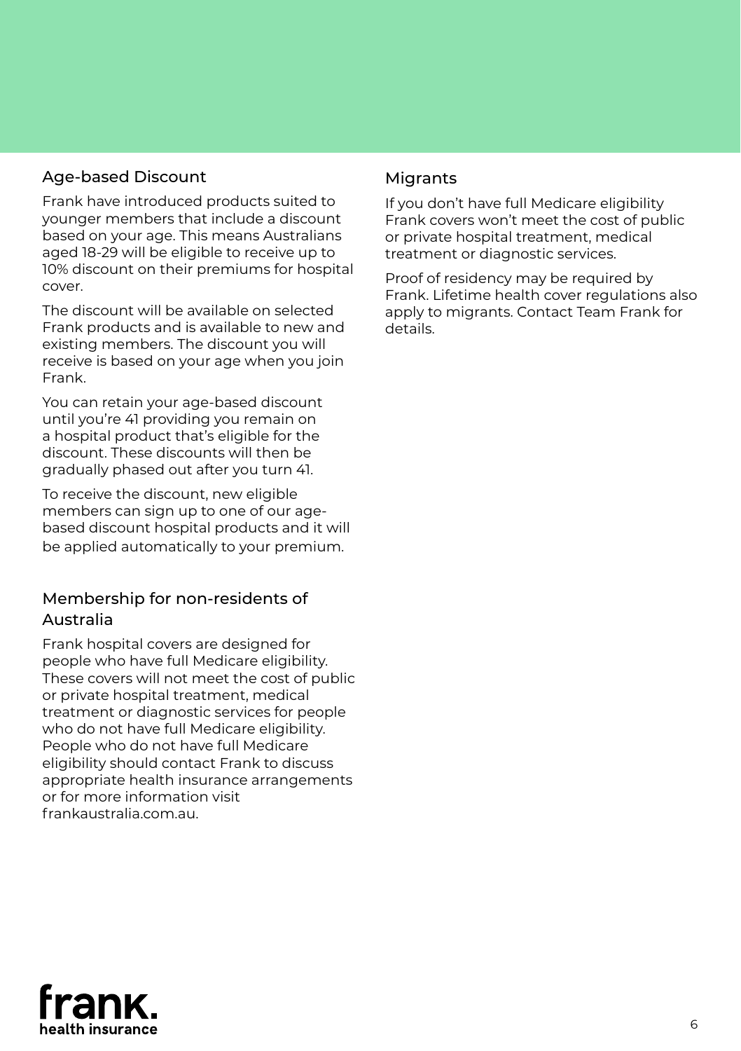## Age-based Discount

Frank have introduced products suited to younger members that include a discount based on your age. This means Australians aged 18-29 will be eligible to receive up to 10% discount on their premiums for hospital cover.

The discount will be available on selected Frank products and is available to new and existing members. The discount you will receive is based on your age when you join Frank.

You can retain your age-based discount until you're 41 providing you remain on a hospital product that's eligible for the discount. These discounts will then be gradually phased out after you turn 41.

To receive the discount, new eligible members can sign up to one of our age-based discount hospital products and it will be applied automatically to your premium.

## Membership for non-residents of Australia

Frank hospital covers are designed for people who have full Medicare eligibility. These covers will not meet the cost of public or private hospital treatment, medical treatment or diagnostic services for people who do not have full Medicare eligibility. People who do not have full Medicare eligibility should contact Frank to discuss appropriate health insurance arrangements or for more information visit frankaustralia.com.au.

## Migrants

If you don't have full Medicare eligibility Frank covers won't meet the cost of public or private hospital treatment, medical treatment or diagnostic services.

Proof of residency may be required by Frank. Lifetime health cover regulations also apply to migrants. Contact Team Frank for details.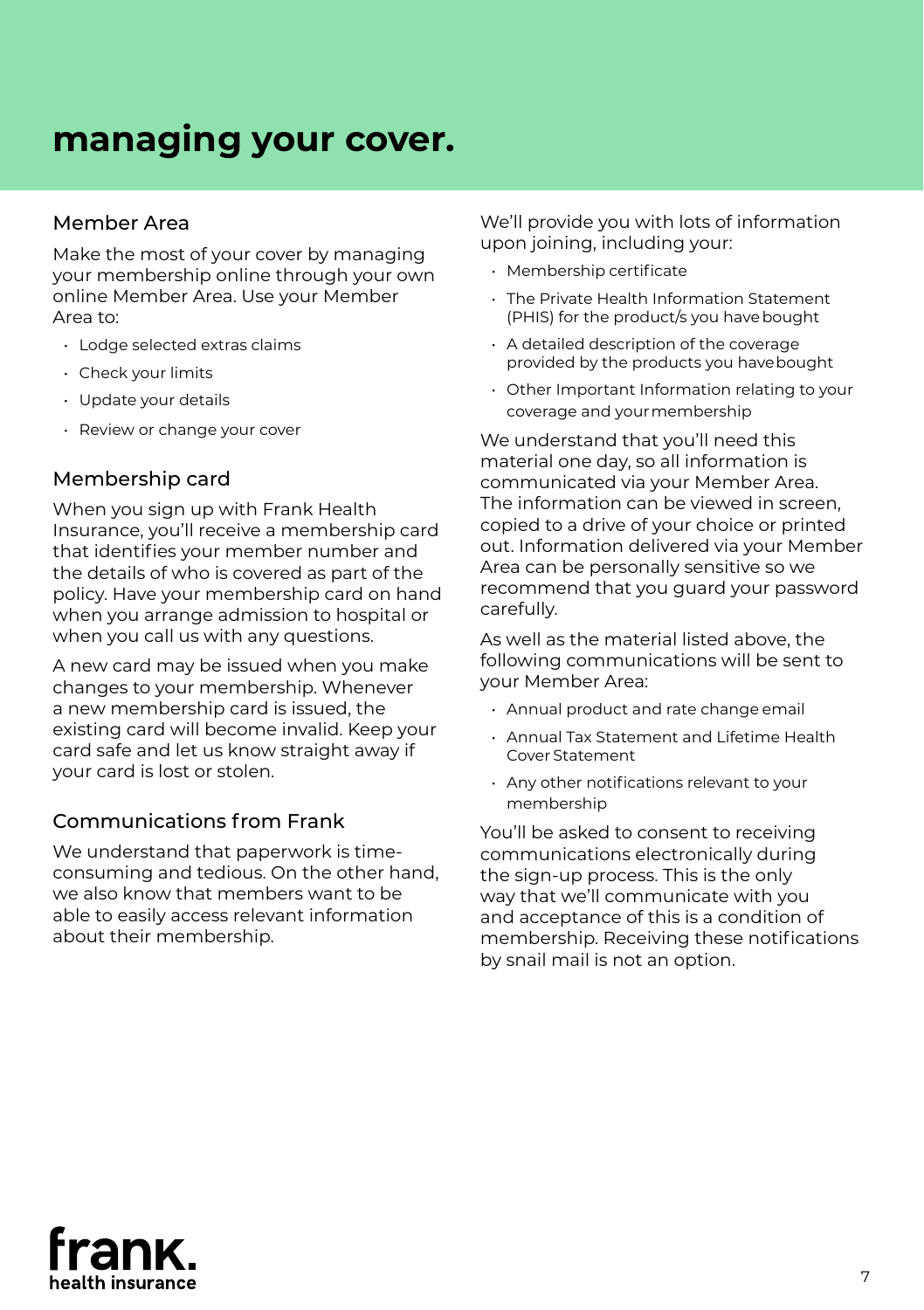# managing your cover.

## Member Area

Make the most of your cover by managing your membership online through your own online Member Area. Use your Member Area to:

- Lodge selected extras claims
- Check your limits
- Update your details
- Review or change your cover

## Membership card

When you sign up with Frank Health Insurance, you'll receive a membership card that identifies your member number and the details of who is covered as part of the policy. Have your membership card on hand when you arrange admission to hospital or when you call us with any questions.

A new card may be issued when you make changes to your membership. Whenever a new membership card is issued, the existing card will become invalid. Keep your card safe and let us know straight away if your card is lost or stolen.

## Communications from Frank

We understand that paperwork is time-consuming and tedious. On the other hand, we also know that members want to be able to easily access relevant information about their membership.

We'll provide you with lots of information upon joining, including your:

- Membership certificate
- The Private Health Information Statement (PHIS) for the product/s you have bought
- A detailed description of the coverage provided by the products you have bought
- Other Important Information relating to your coverage and your membership

We understand that you'll need this material one day, so all information is communicated via your Member Area. The information can be viewed in screen, copied to a drive of your choice or printed out. Information delivered via your Member Area can be personally sensitive so we recommend that you guard your password carefully.

As well as the material listed above, the following communications will be sent to your Member Area:

- Annual product and rate change email
- Annual Tax Statement and Lifetime Health Cover Statement
- Any other notifications relevant to your membership

You'll be asked to consent to receiving communications electronically during the sign-up process. This is the only way that we'll communicate with you and acceptance of this is a condition of membership. Receiving these notifications by snail mail is not an option.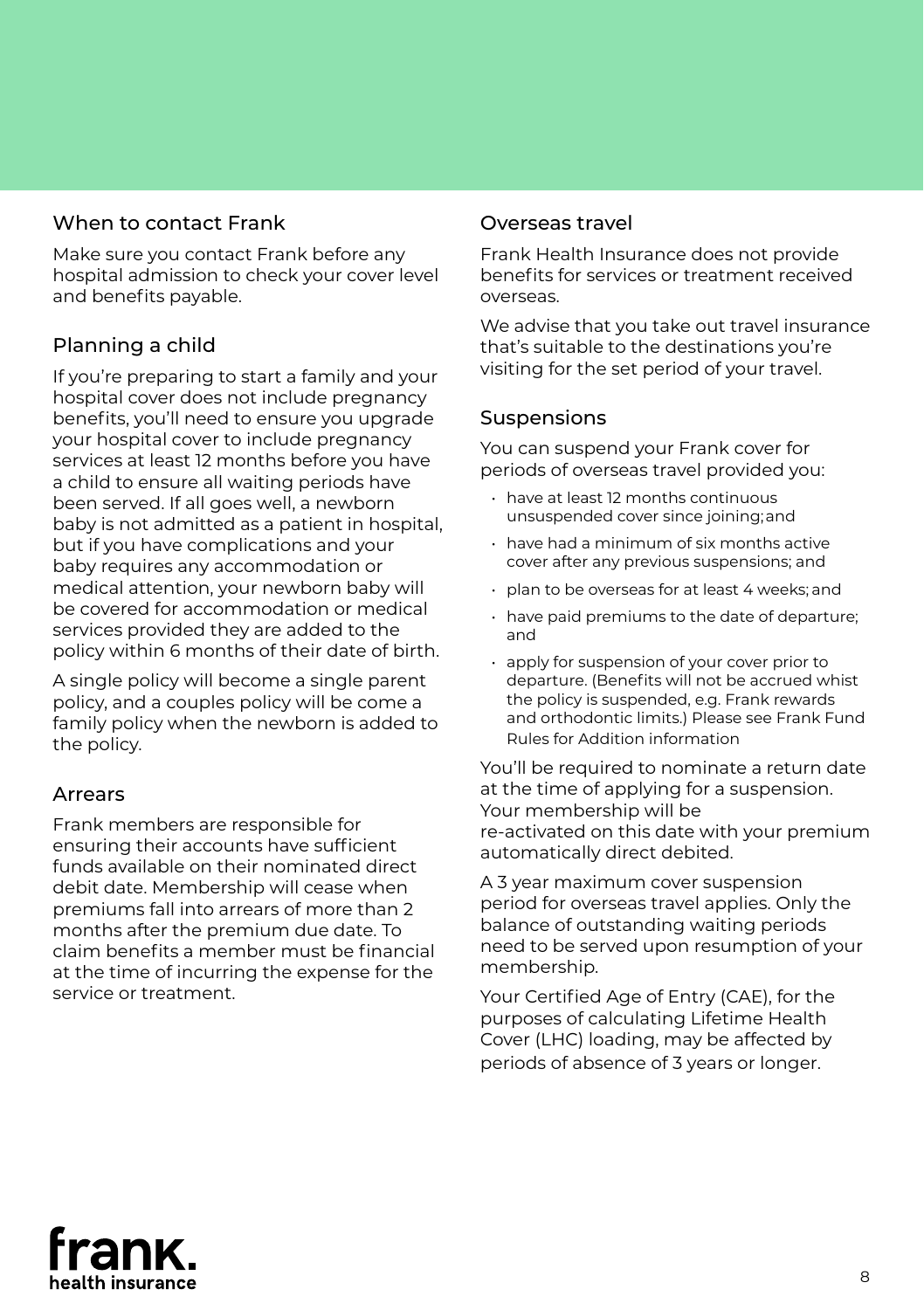## When to contact Frank

Make sure you contact Frank before any hospital admission to check your cover level and benefits payable.

## Planning a child

If you're preparing to start a family and your hospital cover does not include pregnancy benefits, you'll need to ensure you upgrade your hospital cover to include pregnancy services at least 12 months before you have a child to ensure all waiting periods have been served. If all goes well, a newborn baby is not admitted as a patient in hospital, but if you have complications and your baby requires any accommodation or medical attention, your newborn baby will be covered for accommodation or medical services provided they are added to the policy within 6 months of their date of birth.

A single policy will become a single parent policy, and a couples policy will be come a family policy when the newborn is added to the policy.

## Arrears

Frank members are responsible for ensuring their accounts have sufficient funds available on their nominated direct debit date. Membership will cease when premiums fall into arrears of more than 2 months after the premium due date. To claim benefits a member must be financial at the time of incurring the expense for the service or treatment.

## Overseas travel

Frank Health Insurance does not provide benefits for services or treatment received overseas.

We advise that you take out travel insurance that's suitable to the destinations you're visiting for the set period of your travel.

## Suspensions

You can suspend your Frank cover for periods of overseas travel provided you:

- have at least 12 months continuous unsuspended cover since joining; and
- have had a minimum of six months active cover after any previous suspensions; and
- plan to be overseas for at least 4 weeks; and
- have paid premiums to the date of departure; and
- apply for suspension of your cover prior to departure. (Benefits will not be accrued whist the policy is suspended, e.g. Frank rewards and orthodontic limits.) Please see Frank Fund Rules for Addition information

You'll be required to nominate a return date at the time of applying for a suspension. Your membership will be re-activated on this date with your premium automatically direct debited.

A 3 year maximum cover suspension period for overseas travel applies. Only the balance of outstanding waiting periods need to be served upon resumption of your membership.

Your Certified Age of Entry (CAE), for the purposes of calculating Lifetime Health Cover (LHC) loading, may be affected by periods of absence of 3 years or longer.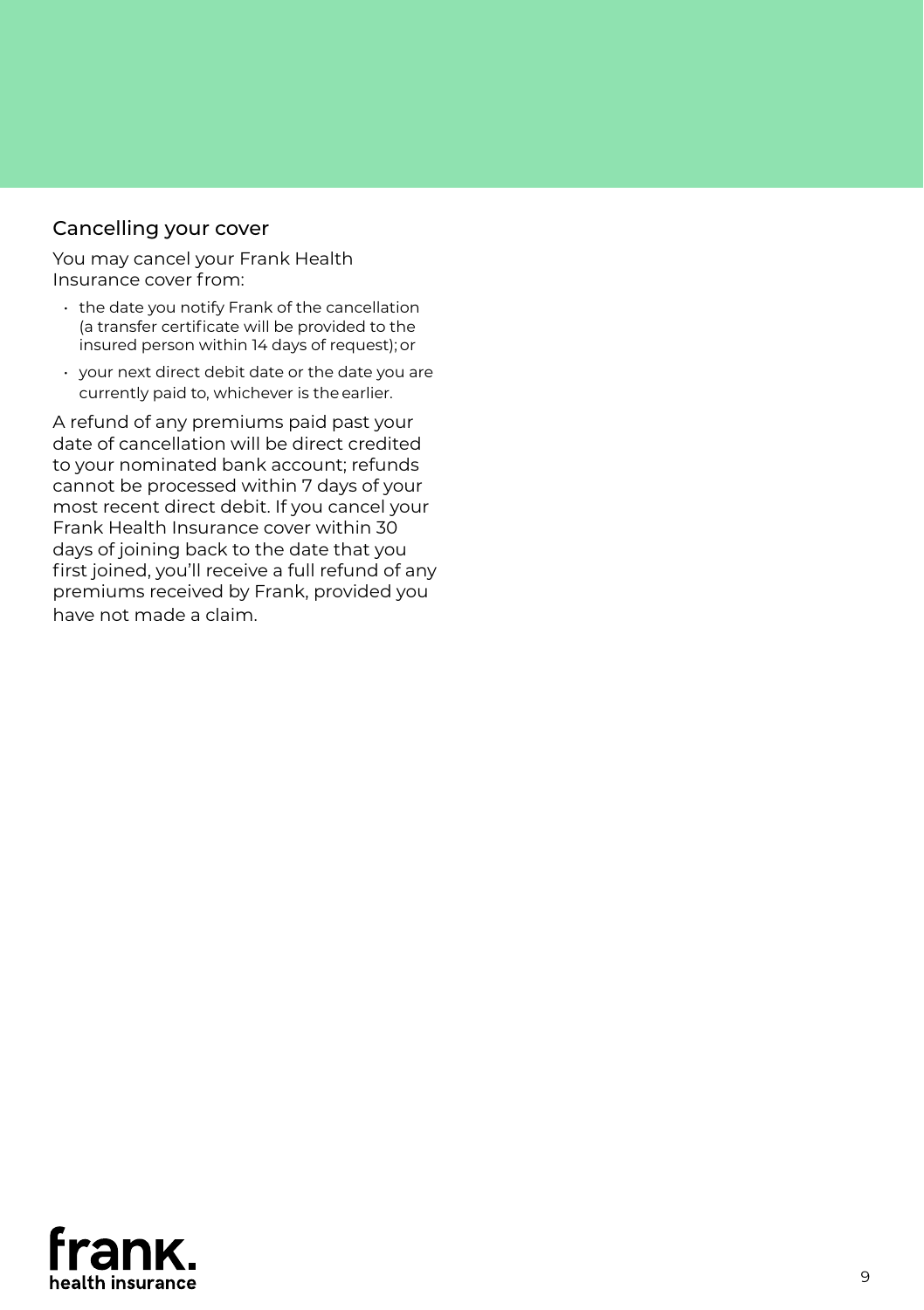## Cancelling your cover

You may cancel your Frank Health Insurance cover from:

- the date you notify Frank of the cancellation (a transfer certificate will be provided to the insured person within 14 days of request); or
- your next direct debit date or the date you are currently paid to, whichever is the earlier.

A refund of any premiums paid past your date of cancellation will be direct credited to your nominated bank account; refunds cannot be processed within 7 days of your most recent direct debit. If you cancel your Frank Health Insurance cover within 30 days of joining back to the date that you first joined, you'll receive a full refund of any premiums received by Frank, provided you have not made a claim.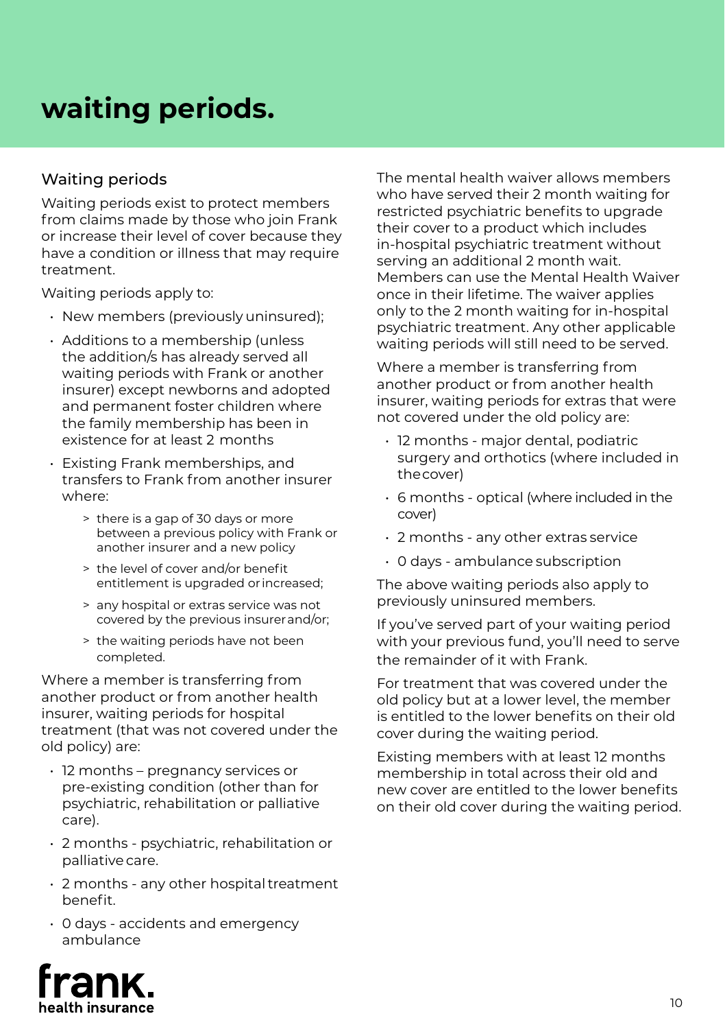# waiting periods.

## Waiting periods

Waiting periods exist to protect members from claims made by those who join Frank or increase their level of cover because they have a condition or illness that may require treatment.

Waiting periods apply to:

- New members (previously uninsured);
- Additions to a membership (unless the addition/s has already served all waiting periods with Frank or another insurer) except newborns and adopted and permanent foster children where the family membership has been in existence for at least 2 months
- Existing Frank memberships, and transfers to Frank from another insurer where:
  - there is a gap of 30 days or more between a previous policy with Frank or another insurer and a new policy
  - the level of cover and/or benefit entitlement is upgraded or increased;
  - any hospital or extras service was not covered by the previous insurer and/or;
  - the waiting periods have not been completed.

Where a member is transferring from another product or from another health insurer, waiting periods for hospital treatment (that was not covered under the old policy) are:

- 12 months – pregnancy services or pre-existing condition (other than for psychiatric, rehabilitation or palliative care).
- 2 months - psychiatric, rehabilitation or palliative care.
- 2 months - any other hospital treatment benefit.
- 0 days - accidents and emergency ambulance

The mental health waiver allows members who have served their 2 month waiting for restricted psychiatric benefits to upgrade their cover to a product which includes in-hospital psychiatric treatment without serving an additional 2 month wait. Members can use the Mental Health Waiver once in their lifetime. The waiver applies only to the 2 month waiting for in-hospital psychiatric treatment. Any other applicable waiting periods will still need to be served.

Where a member is transferring from another product or from another health insurer, waiting periods for extras that were not covered under the old policy are:

- 12 months - major dental, podiatric surgery and orthotics (where included in the cover)
- 6 months - optical (where included in the cover)
- 2 months - any other extras service
- 0 days - ambulance subscription

The above waiting periods also apply to previously uninsured members.

If you've served part of your waiting period with your previous fund, you'll need to serve the remainder of it with Frank.

For treatment that was covered under the old policy but at a lower level, the member is entitled to the lower benefits on their old cover during the waiting period.

Existing members with at least 12 months membership in total across their old and new cover are entitled to the lower benefits on their old cover during the waiting period.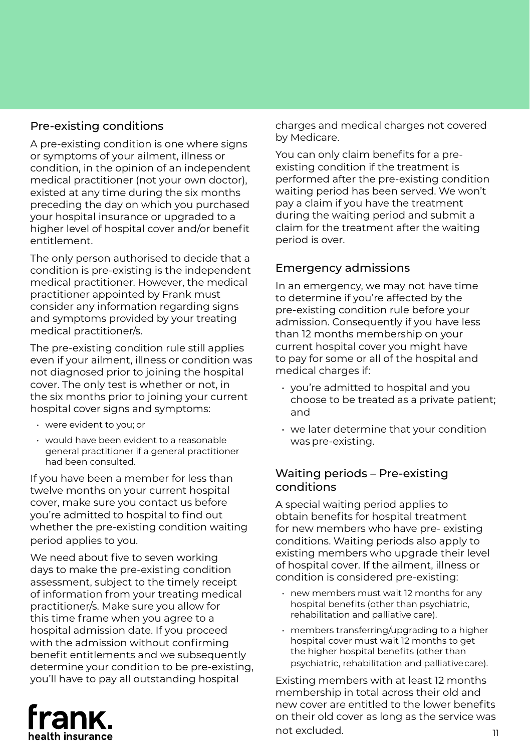## Pre-existing conditions

A pre-existing condition is one where signs or symptoms of your ailment, illness or condition, in the opinion of an independent medical practitioner (not your own doctor), existed at any time during the six months preceding the day on which you purchased your hospital insurance or upgraded to a higher level of hospital cover and/or benefit entitlement.

The only person authorised to decide that a condition is pre-existing is the independent medical practitioner. However, the medical practitioner appointed by Frank must consider any information regarding signs and symptoms provided by your treating medical practitioner/s.

The pre-existing condition rule still applies even if your ailment, illness or condition was not diagnosed prior to joining the hospital cover. The only test is whether or not, in the six months prior to joining your current hospital cover signs and symptoms:

- were evident to you; or
- would have been evident to a reasonable general practitioner if a general practitioner had been consulted.

If you have been a member for less than twelve months on your current hospital cover, make sure you contact us before you're admitted to hospital to find out whether the pre-existing condition waiting period applies to you.

We need about five to seven working days to make the pre-existing condition assessment, subject to the timely receipt of information from your treating medical practitioner/s. Make sure you allow for this time frame when you agree to a hospital admission date. If you proceed with the admission without confirming benefit entitlements and we subsequently determine your condition to be pre-existing, you'll have to pay all outstanding hospital charges and medical charges not covered by Medicare.

You can only claim benefits for a pre-existing condition if the treatment is performed after the pre-existing condition waiting period has been served. We won't pay a claim if you have the treatment during the waiting period and submit a claim for the treatment after the waiting period is over.

## Emergency admissions

In an emergency, we may not have time to determine if you're affected by the pre-existing condition rule before your admission. Consequently if you have less than 12 months membership on your current hospital cover you might have to pay for some or all of the hospital and medical charges if:

- you're admitted to hospital and you choose to be treated as a private patient; and
- we later determine that your condition was pre-existing.

## Waiting periods – Pre-existing conditions

A special waiting period applies to obtain benefits for hospital treatment for new members who have pre- existing conditions. Waiting periods also apply to existing members who upgrade their level of hospital cover. If the ailment, illness or condition is considered pre-existing:

- new members must wait 12 months for any hospital benefits (other than psychiatric, rehabilitation and palliative care).
- members transferring/upgrading to a higher hospital cover must wait 12 months to get the higher hospital benefits (other than psychiatric, rehabilitation and palliative care).

Existing members with at least 12 months membership in total across their old and new cover are entitled to the lower benefits on their old cover as long as the service was not excluded.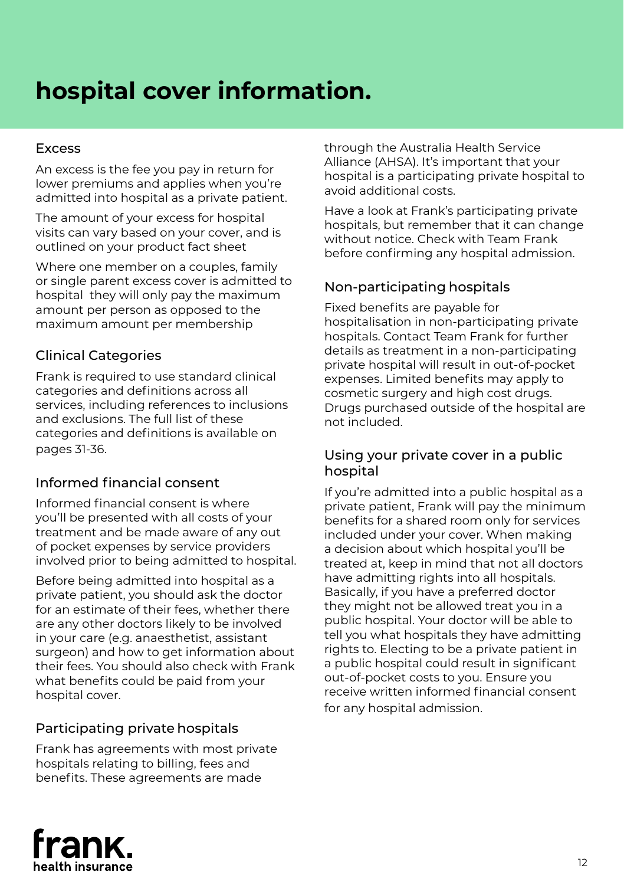# hospital cover information.

## Excess

An excess is the fee you pay in return for lower premiums and applies when you're admitted into hospital as a private patient.

The amount of your excess for hospital visits can vary based on your cover, and is outlined on your product fact sheet

Where one member on a couples, family or single parent excess cover is admitted to hospital they will only pay the maximum amount per person as opposed to the maximum amount per membership

## Clinical Categories

Frank is required to use standard clinical categories and definitions across all services, including references to inclusions and exclusions. The full list of these categories and definitions is available on pages 31-36.

## Informed financial consent

Informed financial consent is where you'll be presented with all costs of your treatment and be made aware of any out of pocket expenses by service providers involved prior to being admitted to hospital.

Before being admitted into hospital as a private patient, you should ask the doctor for an estimate of their fees, whether there are any other doctors likely to be involved in your care (e.g. anaesthetist, assistant surgeon) and how to get information about their fees. You should also check with Frank what benefits could be paid from your hospital cover.

## Participating private hospitals

Frank has agreements with most private hospitals relating to billing, fees and benefits. These agreements are made through the Australia Health Service Alliance (AHSA). It's important that your hospital is a participating private hospital to avoid additional costs.

Have a look at Frank's participating private hospitals, but remember that it can change without notice. Check with Team Frank before confirming any hospital admission.

## Non-participating hospitals

Fixed benefits are payable for hospitalisation in non-participating private hospitals. Contact Team Frank for further details as treatment in a non-participating private hospital will result in out-of-pocket expenses. Limited benefits may apply to cosmetic surgery and high cost drugs. Drugs purchased outside of the hospital are not included.

## Using your private cover in a public hospital

If you're admitted into a public hospital as a private patient, Frank will pay the minimum benefits for a shared room only for services included under your cover. When making a decision about which hospital you'll be treated at, keep in mind that not all doctors have admitting rights into all hospitals. Basically, if you have a preferred doctor they might not be allowed treat you in a public hospital. Your doctor will be able to tell you what hospitals they have admitting rights to. Electing to be a private patient in a public hospital could result in significant out-of-pocket costs to you. Ensure you receive written informed financial consent for any hospital admission.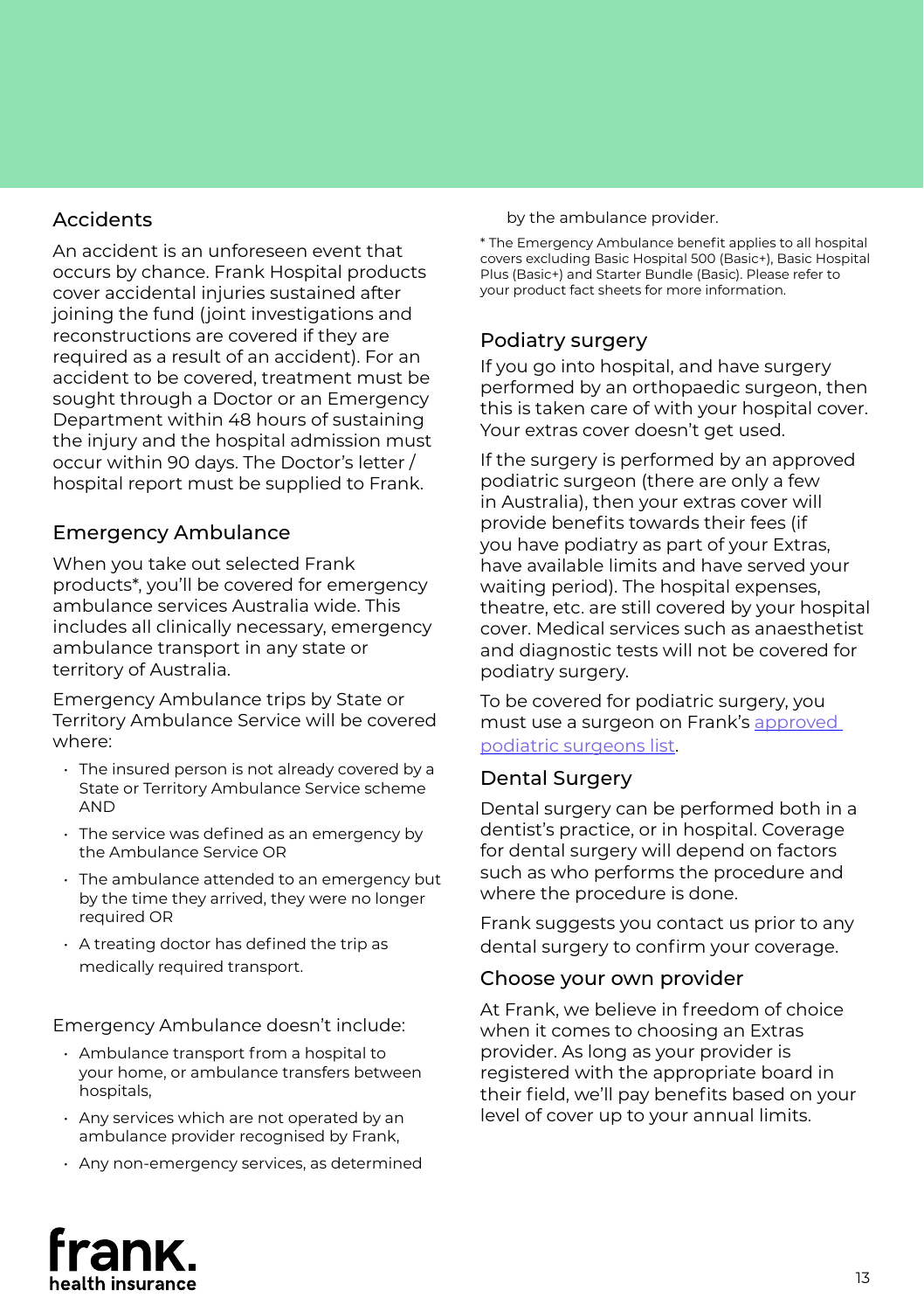## Accidents

An accident is an unforeseen event that occurs by chance. Frank Hospital products cover accidental injuries sustained after joining the fund (joint investigations and reconstructions are covered if they are required as a result of an accident). For an accident to be covered, treatment must be sought through a Doctor or an Emergency Department within 48 hours of sustaining the injury and the hospital admission must occur within 90 days. The Doctor's letter / hospital report must be supplied to Frank.

## Emergency Ambulance

When you take out selected Frank products*, you'll be covered for emergency ambulance services Australia wide. This includes all clinically necessary, emergency ambulance transport in any state or territory of Australia.

Emergency Ambulance trips by State or Territory Ambulance Service will be covered where:

- The insured person is not already covered by a State or Territory Ambulance Service scheme AND
- The service was defined as an emergency by the Ambulance Service OR
- The ambulance attended to an emergency but by the time they arrived, they were no longer required OR
- A treating doctor has defined the trip as medically required transport.

Emergency Ambulance doesn't include:

- Ambulance transport from a hospital to your home, or ambulance transfers between hospitals,
- Any services which are not operated by an ambulance provider recognised by Frank,
- Any non-emergency services, as determined by the ambulance provider.

* The Emergency Ambulance benefit applies to all hospital covers excluding Basic Hospital 500 (Basic+), Basic Hospital Plus (Basic+) and Starter Bundle (Basic). Please refer to your product fact sheets for more information.

## Podiatry surgery

If you go into hospital, and have surgery performed by an orthopaedic surgeon, then this is taken care of with your hospital cover. Your extras cover doesn't get used.

If the surgery is performed by an approved podiatric surgeon (there are only a few in Australia), then your extras cover will provide benefits towards their fees (if you have podiatry as part of your Extras, have available limits and have served your waiting period). The hospital expenses, theatre, etc. are still covered by your hospital cover. Medical services such as anaesthetist and diagnostic tests will not be covered for podiatry surgery.

To be covered for podiatric surgery, you must use a surgeon on Frank's approved podiatric surgeons list.

## Dental Surgery

Dental surgery can be performed both in a dentist's practice, or in hospital. Coverage for dental surgery will depend on factors such as who performs the procedure and where the procedure is done.

Frank suggests you contact us prior to any dental surgery to confirm your coverage.

## Choose your own provider

At Frank, we believe in freedom of choice when it comes to choosing an Extras provider. As long as your provider is registered with the appropriate board in their field, we'll pay benefits based on your level of cover up to your annual limits.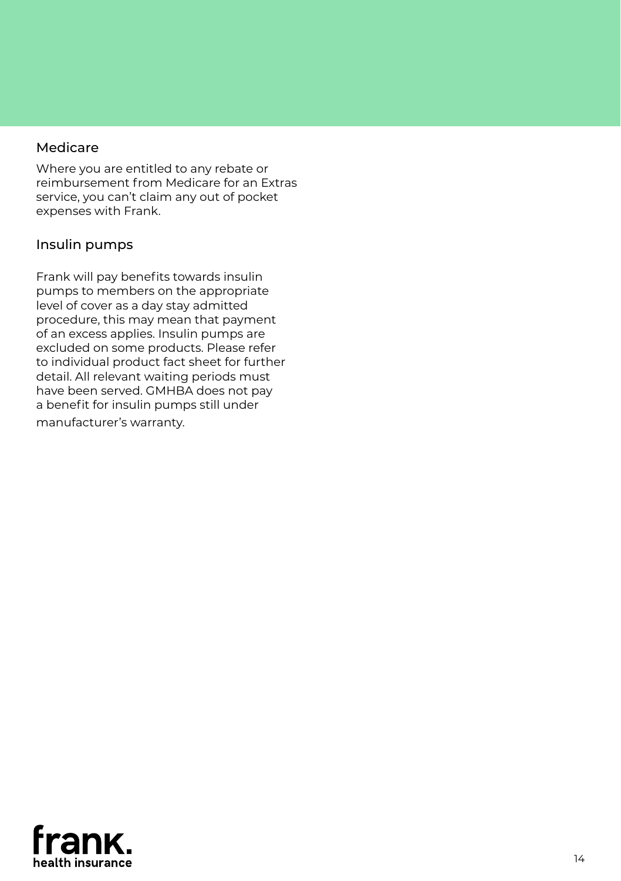### Medicare

Where you are entitled to any rebate or reimbursement from Medicare for an Extras service, you can't claim any out of pocket expenses with Frank.

### Insulin pumps

Frank will pay benefits towards insulin pumps to members on the appropriate level of cover as a day stay admitted procedure, this may mean that payment of an excess applies. Insulin pumps are excluded on some products. Please refer to individual product fact sheet for further detail. All relevant waiting periods must have been served. GMHBA does not pay a benefit for insulin pumps still under manufacturer's warranty.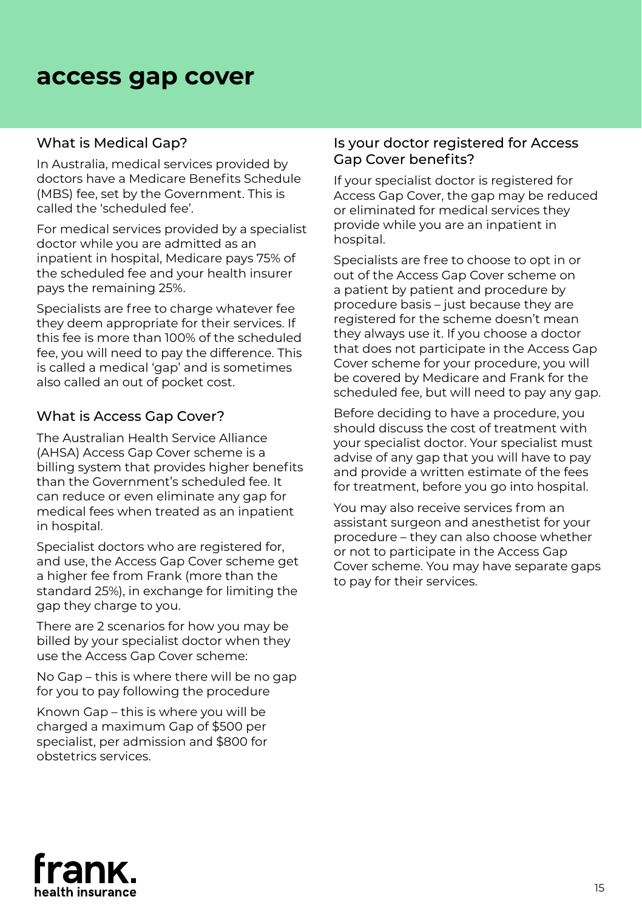# access gap cover

## What is Medical Gap?

In Australia, medical services provided by doctors have a Medicare Benefits Schedule (MBS) fee, set by the Government. This is called the 'scheduled fee'.

For medical services provided by a specialist doctor while you are admitted as an inpatient in hospital, Medicare pays 75% of the scheduled fee and your health insurer pays the remaining 25%.

Specialists are free to charge whatever fee they deem appropriate for their services. If this fee is more than 100% of the scheduled fee, you will need to pay the difference. This is called a medical 'gap' and is sometimes also called an out of pocket cost.

## What is Access Gap Cover?

The Australian Health Service Alliance (AHSA) Access Gap Cover scheme is a billing system that provides higher benefits than the Government's scheduled fee. It can reduce or even eliminate any gap for medical fees when treated as an inpatient in hospital.

Specialist doctors who are registered for, and use, the Access Gap Cover scheme get a higher fee from Frank (more than the standard 25%), in exchange for limiting the gap they charge to you.

There are 2 scenarios for how you may be billed by your specialist doctor when they use the Access Gap Cover scheme:

No Gap – this is where there will be no gap for you to pay following the procedure

Known Gap – this is where you will be charged a maximum Gap of $500 per specialist, per admission and $800 for obstetrics services.

## Is your doctor registered for Access Gap Cover benefits?

If your specialist doctor is registered for Access Gap Cover, the gap may be reduced or eliminated for medical services they provide while you are an inpatient in hospital.

Specialists are free to choose to opt in or out of the Access Gap Cover scheme on a patient by patient and procedure by procedure basis – just because they are registered for the scheme doesn't mean they always use it. If you choose a doctor that does not participate in the Access Gap Cover scheme for your procedure, you will be covered by Medicare and Frank for the scheduled fee, but will need to pay any gap.

Before deciding to have a procedure, you should discuss the cost of treatment with your specialist doctor. Your specialist must advise of any gap that you will have to pay and provide a written estimate of the fees for treatment, before you go into hospital.

You may also receive services from an assistant surgeon and anesthetist for your procedure – they can also choose whether or not to participate in the Access Gap Cover scheme. You may have separate gaps to pay for their services.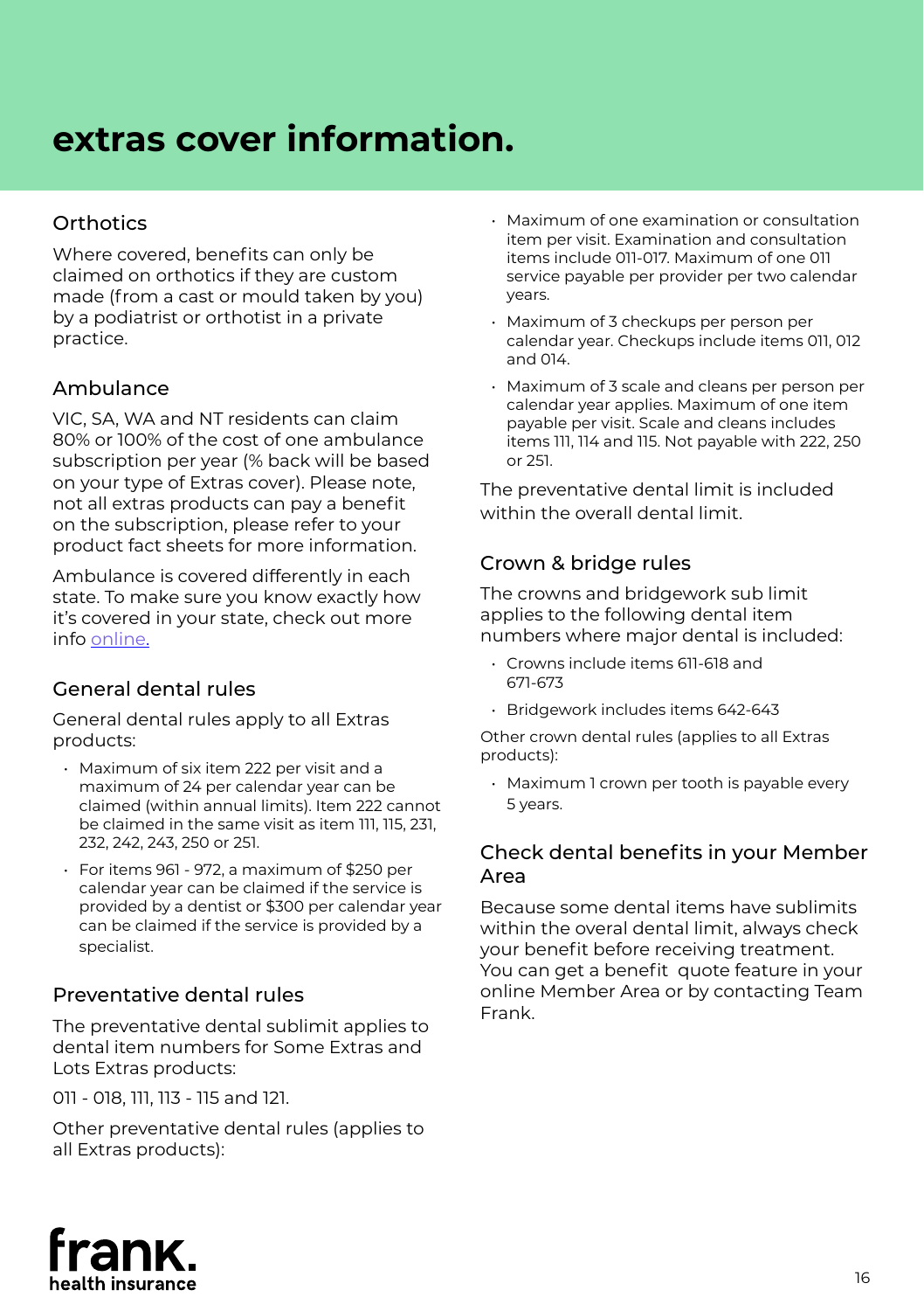# extras cover information.

## Orthotics

Where covered, benefits can only be claimed on orthotics if they are custom made (from a cast or mould taken by you) by a podiatrist or orthotist in a private practice.

## Ambulance

VIC, SA, WA and NT residents can claim 80% or 100% of the cost of one ambulance subscription per year (% back will be based on your type of Extras cover). Please note, not all extras products can pay a benefit on the subscription, please refer to your product fact sheets for more information.

Ambulance is covered differently in each state. To make sure you know exactly how it's covered in your state, check out more info [online.]

## General dental rules

General dental rules apply to all Extras products:

- Maximum of six item 222 per visit and a maximum of 24 per calendar year can be claimed (within annual limits). Item 222 cannot be claimed in the same visit as item 111, 115, 231, 232, 242, 243, 250 or 251.
- For items 961 - 972, a maximum of $250 per calendar year can be claimed if the service is provided by a dentist or $300 per calendar year can be claimed if the service is provided by a specialist.

## Preventative dental rules

The preventative dental sublimit applies to dental item numbers for Some Extras and Lots Extras products:

011 - 018, 111, 113 - 115 and 121.

Other preventative dental rules (applies to all Extras products):

- Maximum of one examination or consultation item per visit. Examination and consultation items include 011-017. Maximum of one 011 service payable per provider per two calendar years.
- Maximum of 3 checkups per person per calendar year. Checkups include items 011, 012 and 014.
- Maximum of 3 scale and cleans per person per calendar year applies. Maximum of one item payable per visit. Scale and cleans includes items 111, 114 and 115. Not payable with 222, 250 or 251.

The preventative dental limit is included within the overall dental limit.

## Crown & bridge rules

The crowns and bridgework sub limit applies to the following dental item numbers where major dental is included:

- Crowns include items 611-618 and 671-673
- Bridgework includes items 642-643

Other crown dental rules (applies to all Extras products):

- Maximum 1 crown per tooth is payable every 5 years.

## Check dental benefits in your Member Area

Because some dental items have sublimits within the overal dental limit, always check your benefit before receiving treatment. You can get a benefit quote feature in your online Member Area or by contacting Team Frank.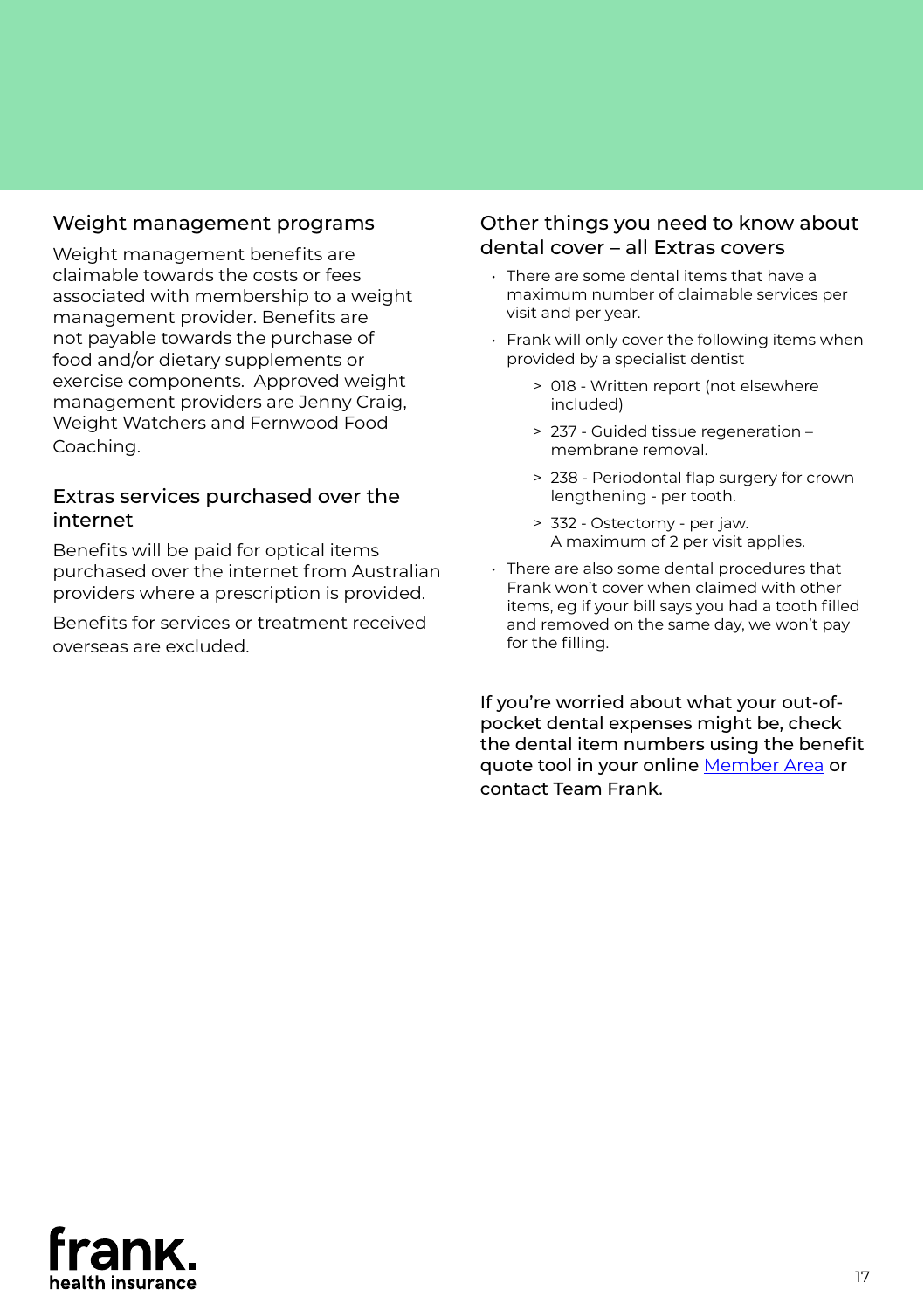## Weight management programs

Weight management benefits are claimable towards the costs or fees associated with membership to a weight management provider. Benefits are not payable towards the purchase of food and/or dietary supplements or exercise components. Approved weight management providers are Jenny Craig, Weight Watchers and Fernwood Food Coaching.

## Extras services purchased over the internet

Benefits will be paid for optical items purchased over the internet from Australian providers where a prescription is provided.

Benefits for services or treatment received overseas are excluded.

## Other things you need to know about dental cover – all Extras covers

- There are some dental items that have a maximum number of claimable services per visit and per year.
- Frank will only cover the following items when provided by a specialist dentist
  - 018 - Written report (not elsewhere included)
  - 237 - Guided tissue regeneration – membrane removal.
  - 238 - Periodontal flap surgery for crown lengthening - per tooth.
  - 332 - Ostectomy - per jaw.
    A maximum of 2 per visit applies.
- There are also some dental procedures that Frank won't cover when claimed with other items, eg if your bill says you had a tooth filled and removed on the same day, we won't pay for the filling.

If you're worried about what your out-of-pocket dental expenses might be, check the dental item numbers using the benefit quote tool in your online Member Area or contact Team Frank.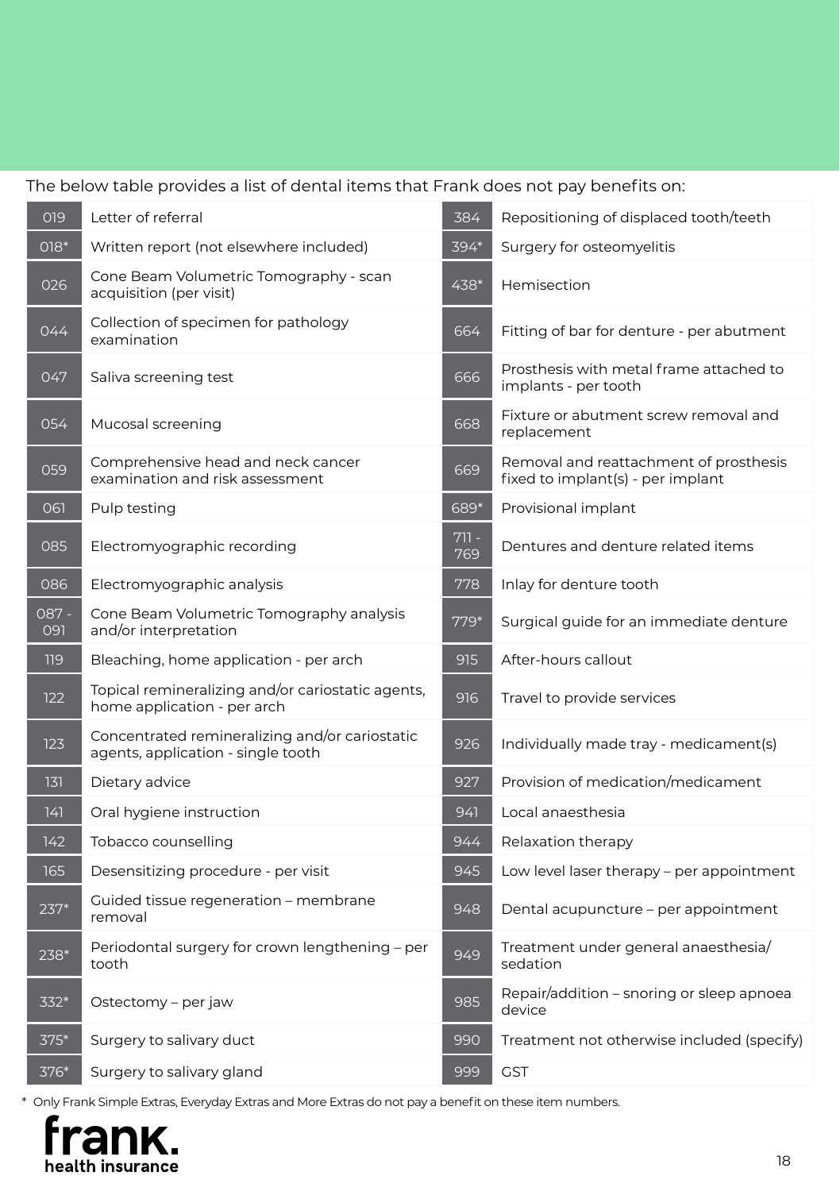The below table provides a list of dental items that Frank does not pay benefits on:

| Item | Description | Item | Description |
|---|---|---|---|
| 019 | Letter of referral | 384 | Repositioning of displaced tooth/teeth |
| 018* | Written report (not elsewhere included) | 394* | Surgery for osteomyelitis |
| 026 | Cone Beam Volumetric Tomography - scan acquisition (per visit) | 438* | Hemisection |
| 044 | Collection of specimen for pathology examination | 664 | Fitting of bar for denture - per abutment |
| 047 | Saliva screening test | 666 | Prosthesis with metal frame attached to implants - per tooth |
| 054 | Mucosal screening | 668 | Fixture or abutment screw removal and replacement |
| 059 | Comprehensive head and neck cancer examination and risk assessment | 669 | Removal and reattachment of prosthesis fixed to implant(s) - per implant |
| 061 | Pulp testing | 689* | Provisional implant |
| 085 | Electromyographic recording | 711 - 769 | Dentures and denture related items |
| 086 | Electromyographic analysis | 778 | Inlay for denture tooth |
| 087 - 091 | Cone Beam Volumetric Tomography analysis and/or interpretation | 779* | Surgical guide for an immediate denture |
| 119 | Bleaching, home application - per arch | 915 | After-hours callout |
| 122 | Topical remineralizing and/or cariostatic agents, home application - per arch | 916 | Travel to provide services |
| 123 | Concentrated remineralizing and/or cariostatic agents, application - single tooth | 926 | Individually made tray - medicament(s) |
| 131 | Dietary advice | 927 | Provision of medication/medicament |
| 141 | Oral hygiene instruction | 941 | Local anaesthesia |
| 142 | Tobacco counselling | 944 | Relaxation therapy |
| 165 | Desensitizing procedure - per visit | 945 | Low level laser therapy – per appointment |
| 237* | Guided tissue regeneration – membrane removal | 948 | Dental acupuncture – per appointment |
| 238* | Periodontal surgery for crown lengthening – per tooth | 949 | Treatment under general anaesthesia/sedation |
| 332* | Ostectomy – per jaw | 985 | Repair/addition – snoring or sleep apnoea device |
| 375* | Surgery to salivary duct | 990 | Treatment not otherwise included (specify) |
| 376* | Surgery to salivary gland | 999 | GST |

* Only Frank Simple Extras, Everyday Extras and More Extras do not pay a benefit on these item numbers.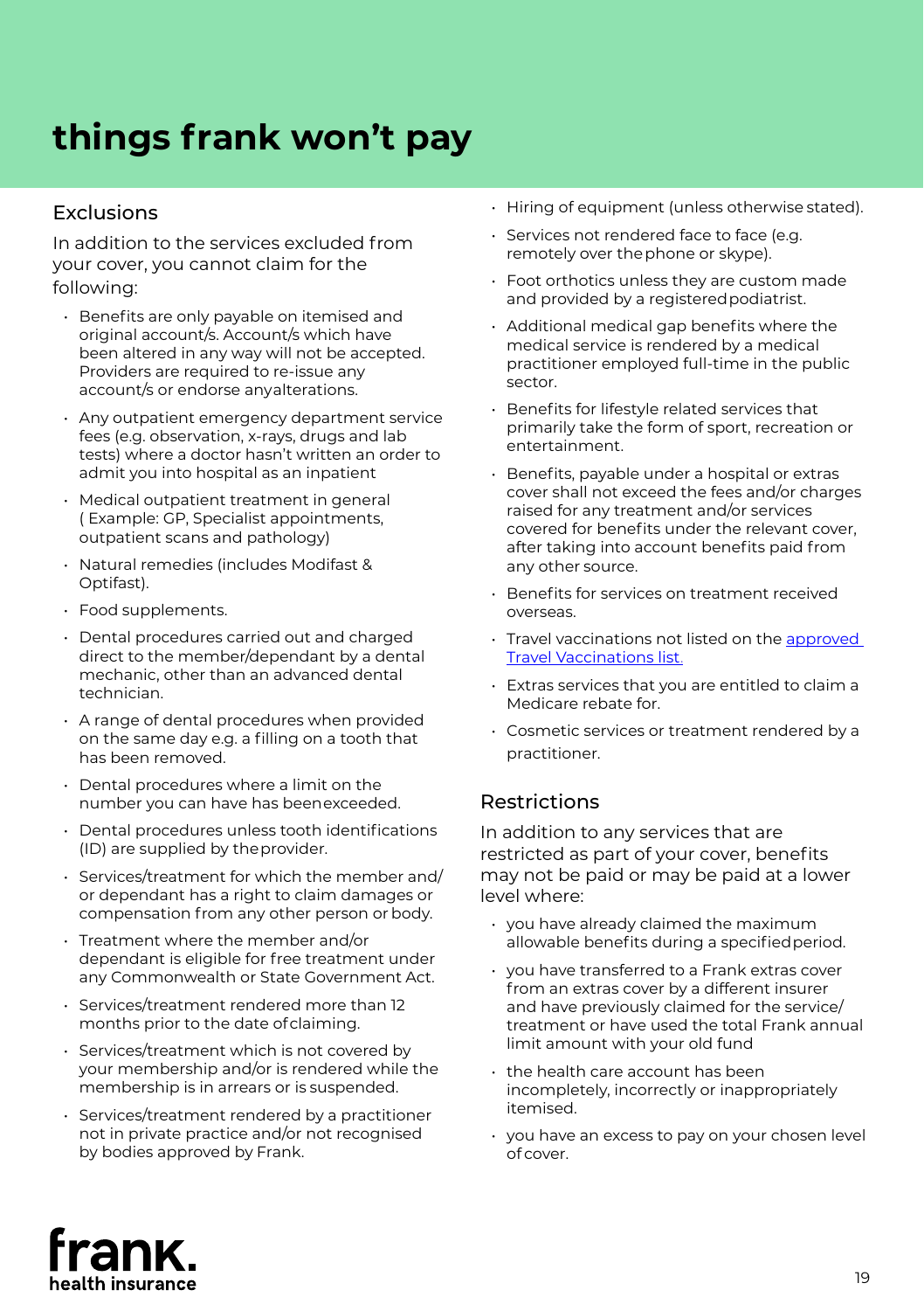# things frank won't pay

## Exclusions

In addition to the services excluded from your cover, you cannot claim for the following:

- Benefits are only payable on itemised and original account/s. Account/s which have been altered in any way will not be accepted. Providers are required to re-issue any account/s or endorse any alterations.
- Any outpatient emergency department service fees (e.g. observation, x-rays, drugs and lab tests) where a doctor hasn't written an order to admit you into hospital as an inpatient
- Medical outpatient treatment in general ( Example: GP, Specialist appointments, outpatient scans and pathology)
- Natural remedies (includes Modifast & Optifast).
- Food supplements.
- Dental procedures carried out and charged direct to the member/dependant by a dental mechanic, other than an advanced dental technician.
- A range of dental procedures when provided on the same day e.g. a filling on a tooth that has been removed.
- Dental procedures where a limit on the number you can have has been exceeded.
- Dental procedures unless tooth identifications (ID) are supplied by the provider.
- Services/treatment for which the member and/or dependant has a right to claim damages or compensation from any other person or body.
- Treatment where the member and/or dependant is eligible for free treatment under any Commonwealth or State Government Act.
- Services/treatment rendered more than 12 months prior to the date of claiming.
- Services/treatment which is not covered by your membership and/or is rendered while the membership is in arrears or is suspended.
- Services/treatment rendered by a practitioner not in private practice and/or not recognised by bodies approved by Frank.
- Hiring of equipment (unless otherwise stated).
- Services not rendered face to face (e.g. remotely over the phone or skype).
- Foot orthotics unless they are custom made and provided by a registered podiatrist.
- Additional medical gap benefits where the medical service is rendered by a medical practitioner employed full-time in the public sector.
- Benefits for lifestyle related services that primarily take the form of sport, recreation or entertainment.
- Benefits, payable under a hospital or extras cover shall not exceed the fees and/or charges raised for any treatment and/or services covered for benefits under the relevant cover, after taking into account benefits paid from any other source.
- Benefits for services on treatment received overseas.
- Travel vaccinations not listed on the [approved Travel Vaccinations list.]
- Extras services that you are entitled to claim a Medicare rebate for.
- Cosmetic services or treatment rendered by a practitioner.

## Restrictions

In addition to any services that are restricted as part of your cover, benefits may not be paid or may be paid at a lower level where:

- you have already claimed the maximum allowable benefits during a specified period.
- you have transferred to a Frank extras cover from an extras cover by a different insurer and have previously claimed for the service/treatment or have used the total Frank annual limit amount with your old fund
- the health care account has been incompletely, incorrectly or inappropriately itemised.
- you have an excess to pay on your chosen level of cover.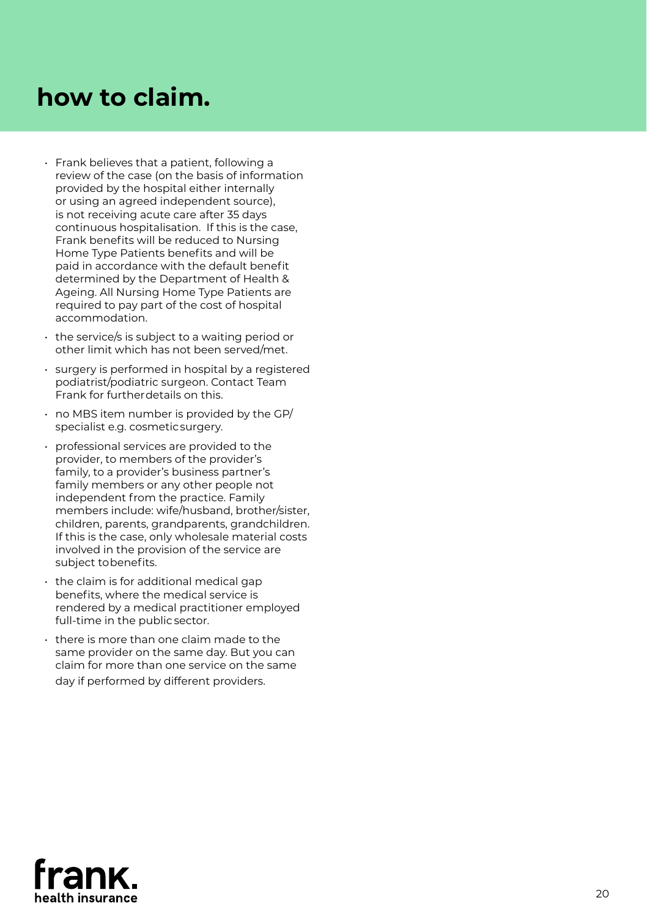# how to claim.

- Frank believes that a patient, following a review of the case (on the basis of information provided by the hospital either internally or using an agreed independent source), is not receiving acute care after 35 days continuous hospitalisation. If this is the case, Frank benefits will be reduced to Nursing Home Type Patients benefits and will be paid in accordance with the default benefit determined by the Department of Health & Ageing. All Nursing Home Type Patients are required to pay part of the cost of hospital accommodation.
- the service/s is subject to a waiting period or other limit which has not been served/met.
- surgery is performed in hospital by a registered podiatrist/podiatric surgeon. Contact Team Frank for further details on this.
- no MBS item number is provided by the GP/ specialist e.g. cosmetic surgery.
- professional services are provided to the provider, to members of the provider's family, to a provider's business partner's family members or any other people not independent from the practice. Family members include: wife/husband, brother/sister, children, parents, grandparents, grandchildren. If this is the case, only wholesale material costs involved in the provision of the service are subject to benefits.
- the claim is for additional medical gap benefits, where the medical service is rendered by a medical practitioner employed full-time in the public sector.
- there is more than one claim made to the same provider on the same day. But you can claim for more than one service on the same day if performed by different providers.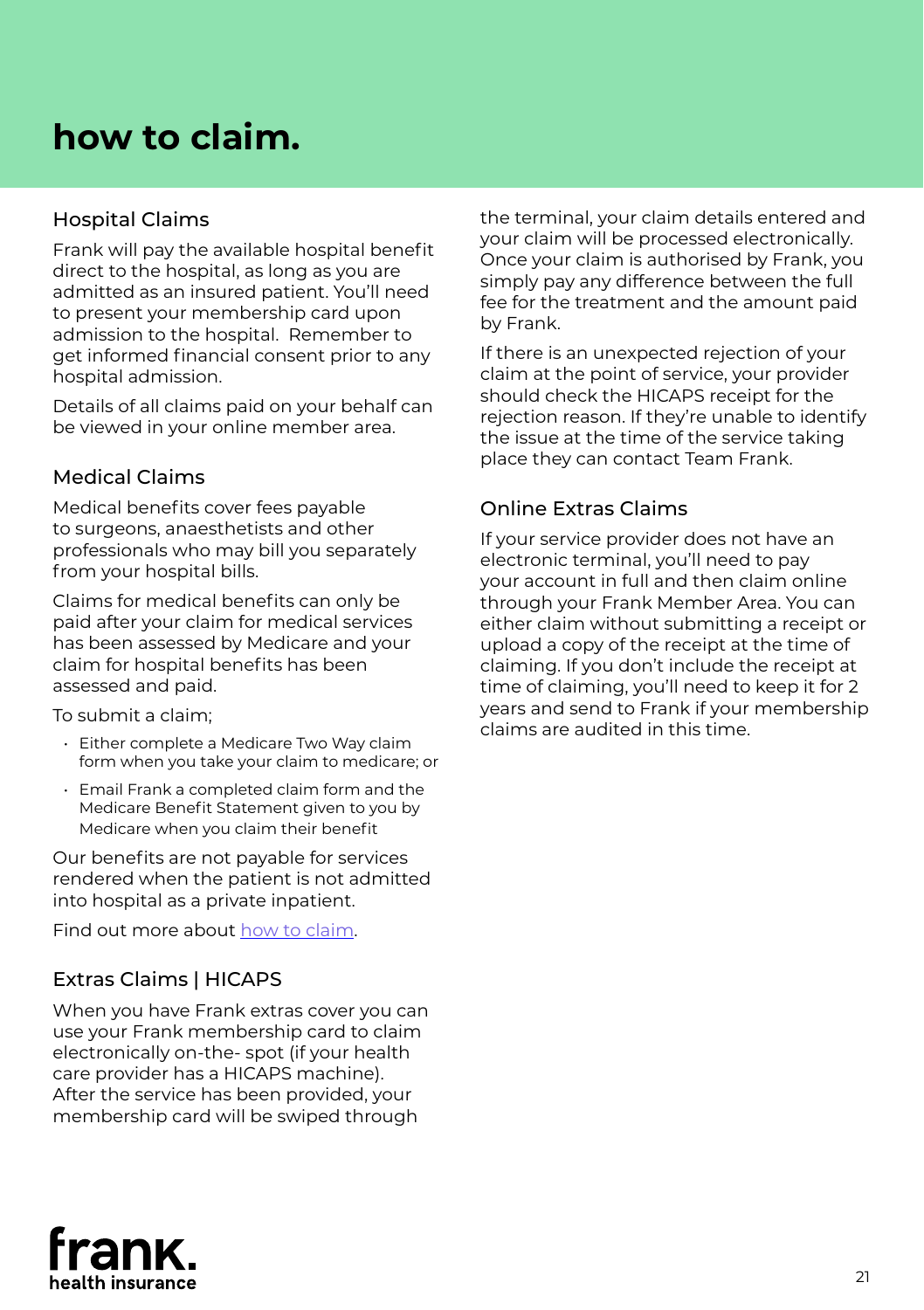# how to claim.

## Hospital Claims

Frank will pay the available hospital benefit direct to the hospital, as long as you are admitted as an insured patient. You'll need to present your membership card upon admission to the hospital. Remember to get informed financial consent prior to any hospital admission.

Details of all claims paid on your behalf can be viewed in your online member area.

## Medical Claims

Medical benefits cover fees payable to surgeons, anaesthetists and other professionals who may bill you separately from your hospital bills.

Claims for medical benefits can only be paid after your claim for medical services has been assessed by Medicare and your claim for hospital benefits has been assessed and paid.

To submit a claim;

- Either complete a Medicare Two Way claim form when you take your claim to medicare; or
- Email Frank a completed claim form and the Medicare Benefit Statement given to you by Medicare when you claim their benefit

Our benefits are not payable for services rendered when the patient is not admitted into hospital as a private inpatient.

Find out more about how to claim.

## Extras Claims | HICAPS

When you have Frank extras cover you can use your Frank membership card to claim electronically on-the- spot (if your health care provider has a HICAPS machine). After the service has been provided, your membership card will be swiped through the terminal, your claim details entered and your claim will be processed electronically. Once your claim is authorised by Frank, you simply pay any difference between the full fee for the treatment and the amount paid by Frank.

If there is an unexpected rejection of your claim at the point of service, your provider should check the HICAPS receipt for the rejection reason. If they're unable to identify the issue at the time of the service taking place they can contact Team Frank.

## Online Extras Claims

If your service provider does not have an electronic terminal, you'll need to pay your account in full and then claim online through your Frank Member Area. You can either claim without submitting a receipt or upload a copy of the receipt at the time of claiming. If you don't include the receipt at time of claiming, you'll need to keep it for 2 years and send to Frank if your membership claims are audited in this time.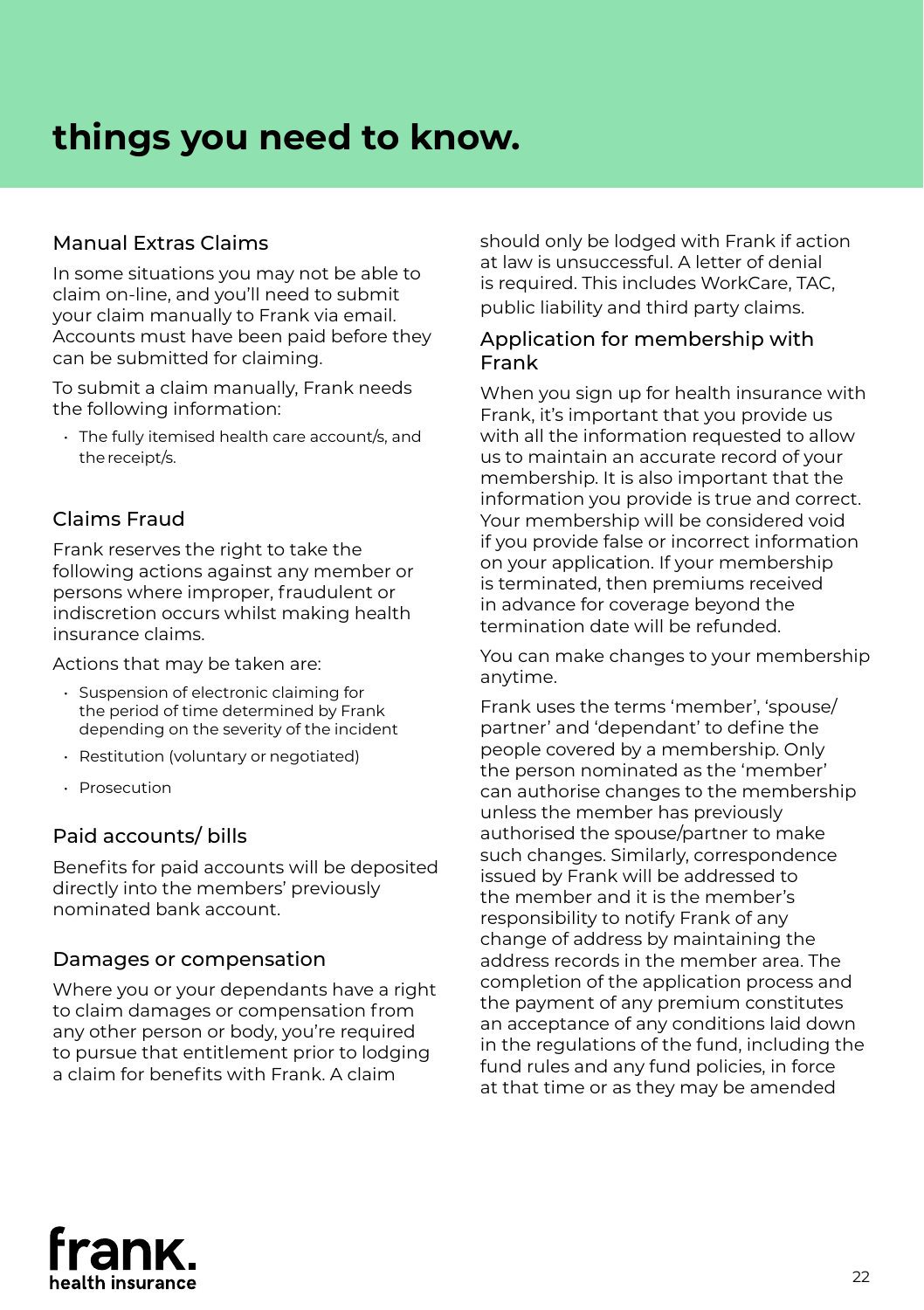# things you need to know.

## Manual Extras Claims

In some situations you may not be able to claim on-line, and you'll need to submit your claim manually to Frank via email. Accounts must have been paid before they can be submitted for claiming.

To submit a claim manually, Frank needs the following information:

- The fully itemised health care account/s, and the receipt/s.

## Claims Fraud

Frank reserves the right to take the following actions against any member or persons where improper, fraudulent or indiscretion occurs whilst making health insurance claims.

Actions that may be taken are:

- Suspension of electronic claiming for the period of time determined by Frank depending on the severity of the incident
- Restitution (voluntary or negotiated)
- Prosecution

## Paid accounts/ bills

Benefits for paid accounts will be deposited directly into the members' previously nominated bank account.

## Damages or compensation

Where you or your dependants have a right to claim damages or compensation from any other person or body, you're required to pursue that entitlement prior to lodging a claim for benefits with Frank. A claim should only be lodged with Frank if action at law is unsuccessful. A letter of denial is required. This includes WorkCare, TAC, public liability and third party claims.

## Application for membership with Frank

When you sign up for health insurance with Frank, it's important that you provide us with all the information requested to allow us to maintain an accurate record of your membership. It is also important that the information you provide is true and correct. Your membership will be considered void if you provide false or incorrect information on your application. If your membership is terminated, then premiums received in advance for coverage beyond the termination date will be refunded.

You can make changes to your membership anytime.

Frank uses the terms 'member', 'spouse/ partner' and 'dependant' to define the people covered by a membership. Only the person nominated as the 'member' can authorise changes to the membership unless the member has previously authorised the spouse/partner to make such changes. Similarly, correspondence issued by Frank will be addressed to the member and it is the member's responsibility to notify Frank of any change of address by maintaining the address records in the member area. The completion of the application process and the payment of any premium constitutes an acceptance of any conditions laid down in the regulations of the fund, including the fund rules and any fund policies, in force at that time or as they may be amended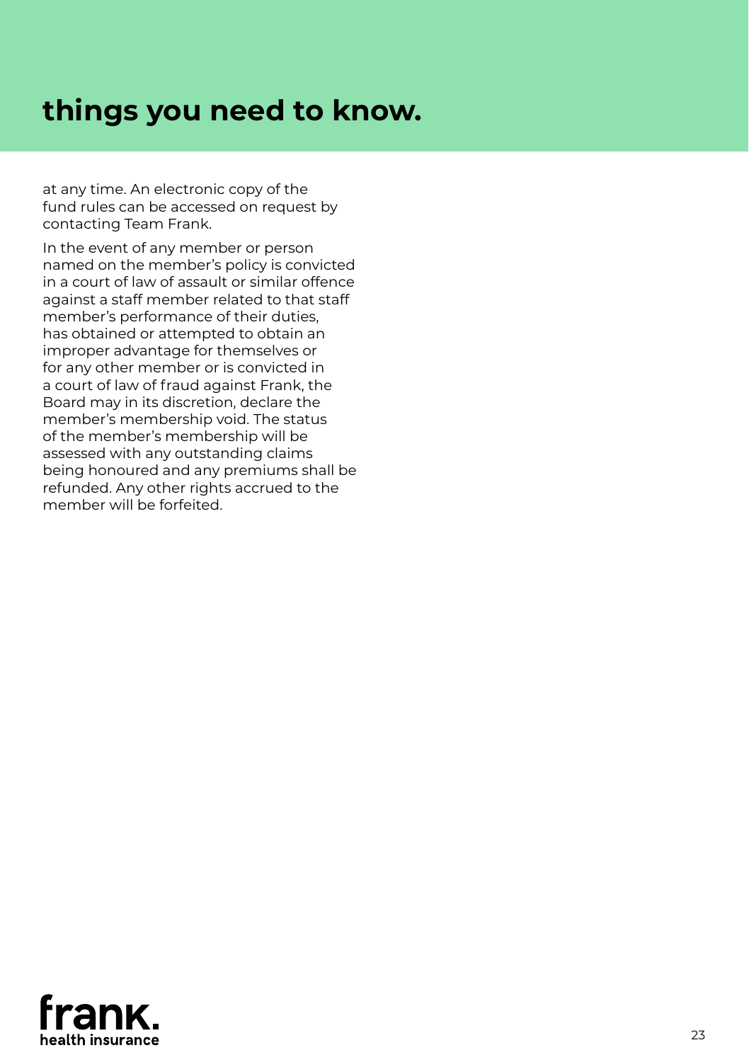# things you need to know.

at any time. An electronic copy of the fund rules can be accessed on request by contacting Team Frank.

In the event of any member or person named on the member's policy is convicted in a court of law of assault or similar offence against a staff member related to that staff member's performance of their duties, has obtained or attempted to obtain an improper advantage for themselves or for any other member or is convicted in a court of law of fraud against Frank, the Board may in its discretion, declare the member's membership void. The status of the member's membership will be assessed with any outstanding claims being honoured and any premiums shall be refunded. Any other rights accrued to the member will be forfeited.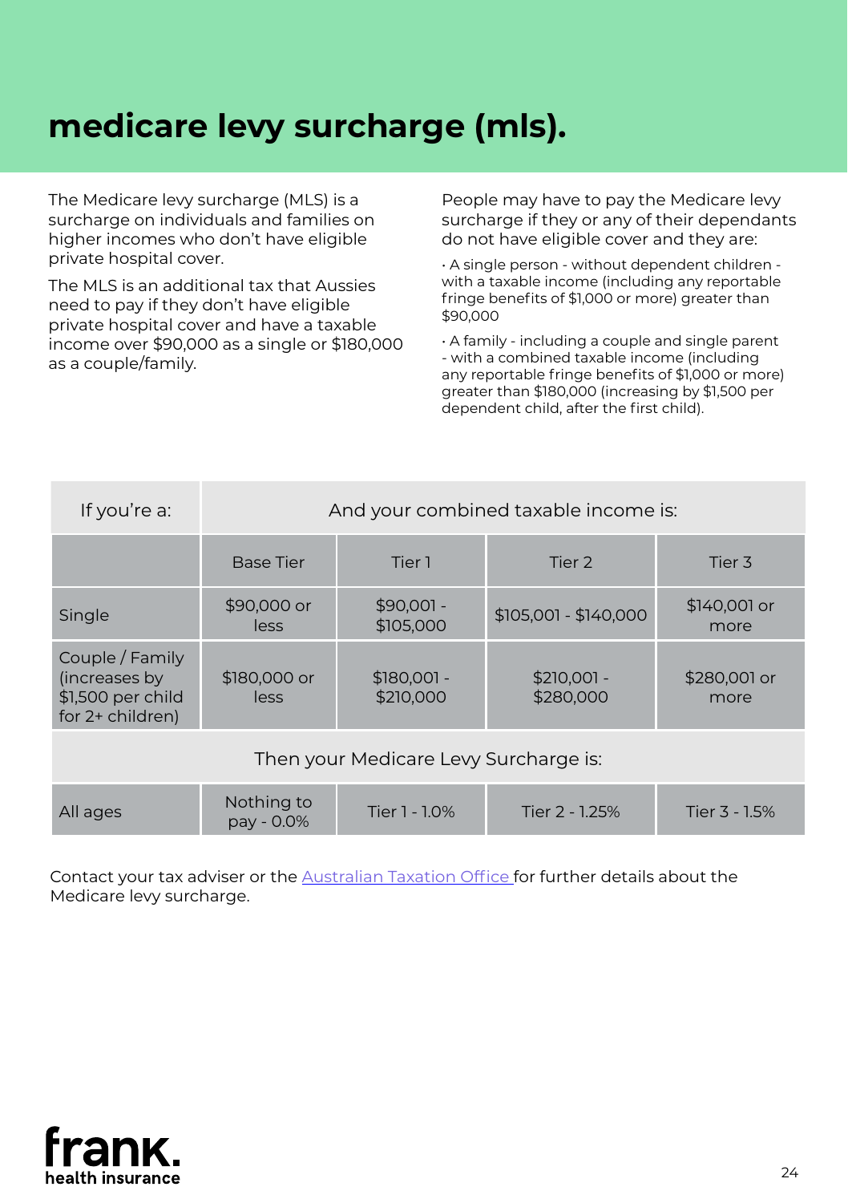# medicare levy surcharge (mls).

The Medicare levy surcharge (MLS) is a surcharge on individuals and families on higher incomes who don't have eligible private hospital cover.

The MLS is an additional tax that Aussies need to pay if they don't have eligible private hospital cover and have a taxable income over $90,000 as a single or $180,000 as a couple/family.

People may have to pay the Medicare levy surcharge if they or any of their dependants do not have eligible cover and they are:

- A single person - without dependent children - with a taxable income (including any reportable fringe benefits of $1,000 or more) greater than $90,000
- A family - including a couple and single parent - with a combined taxable income (including any reportable fringe benefits of $1,000 or more) greater than $180,000 (increasing by $1,500 per dependent child, after the first child).

| If you're a: | And your combined taxable income is: | | | |
|---|---|---|---|---|
| | Base Tier | Tier 1 | Tier 2 | Tier 3 |
| Single | $90,000 or less | $90,001 - $105,000 | $105,001 - $140,000 | $140,001 or more |
| Couple / Family (increases by $1,500 per child for 2+ children) | $180,000 or less | $180,001 - $210,000 | $210,001 - $280,000 | $280,001 or more |
| | Then your Medicare Levy Surcharge is: | | | |
| All ages | Nothing to pay - 0.0% | Tier 1 - 1.0% | Tier 2 - 1.25% | Tier 3 - 1.5% |

Contact your tax adviser or the Australian Taxation Office for further details about the Medicare levy surcharge.

frank. health insurance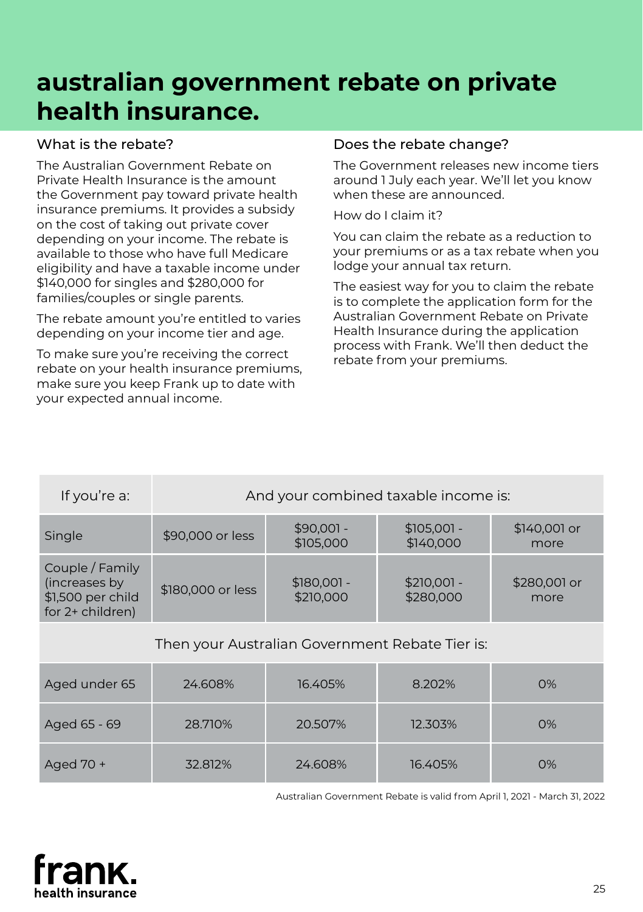# australian government rebate on private health insurance.

## What is the rebate?

The Australian Government Rebate on Private Health Insurance is the amount the Government pay toward private health insurance premiums. It provides a subsidy on the cost of taking out private cover depending on your income. The rebate is available to those who have full Medicare eligibility and have a taxable income under $140,000 for singles and $280,000 for families/couples or single parents.

The rebate amount you're entitled to varies depending on your income tier and age.

To make sure you're receiving the correct rebate on your health insurance premiums, make sure you keep Frank up to date with your expected annual income.

## Does the rebate change?

The Government releases new income tiers around 1 July each year. We'll let you know when these are announced.

How do I claim it?

You can claim the rebate as a reduction to your premiums or as a tax rebate when you lodge your annual tax return.

The easiest way for you to claim the rebate is to complete the application form for the Australian Government Rebate on Private Health Insurance during the application process with Frank. We'll then deduct the rebate from your premiums.

| If you're a: | And your combined taxable income is: | | | |
|---|---|---|---|---|
| Single | $90,000 or less | $90,001 - $105,000 | $105,001 - $140,000 | $140,001 or more |
| Couple / Family (increases by $1,500 per child for 2+ children) | $180,000 or less | $180,001 - $210,000 | $210,001 - $280,000 | $280,001 or more |
| Then your Australian Government Rebate Tier is: | | | | |
| Aged under 65 | 24.608% | 16.405% | 8.202% | 0% |
| Aged 65 - 69 | 28.710% | 20.507% | 12.303% | 0% |
| Aged 70 + | 32.812% | 24.608% | 16.405% | 0% |

Australian Government Rebate is valid from April 1, 2021 - March 31, 2022

frank. health insurance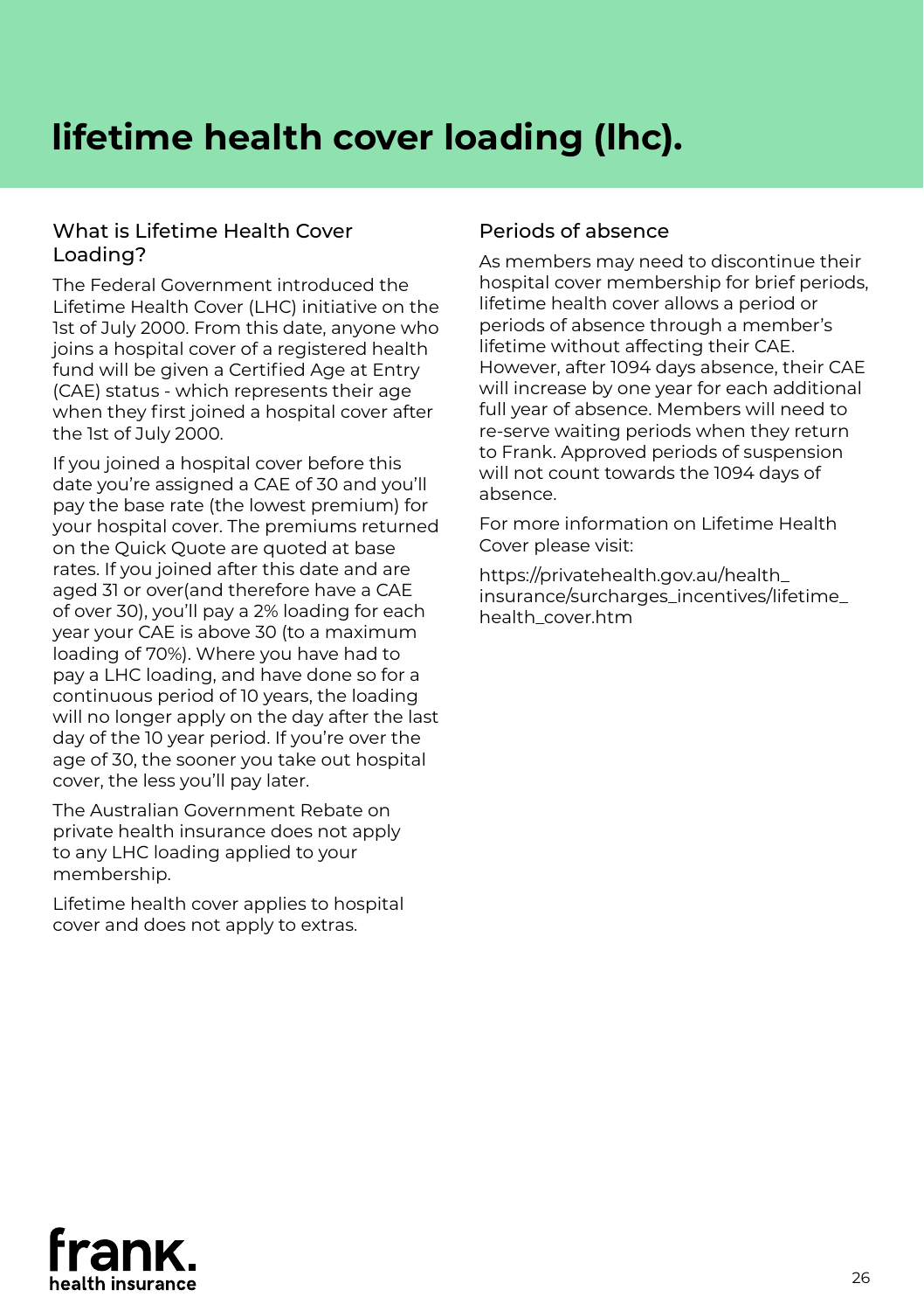# lifetime health cover loading (lhc).

## What is Lifetime Health Cover Loading?

The Federal Government introduced the Lifetime Health Cover (LHC) initiative on the 1st of July 2000. From this date, anyone who joins a hospital cover of a registered health fund will be given a Certified Age at Entry (CAE) status - which represents their age when they first joined a hospital cover after the 1st of July 2000.

If you joined a hospital cover before this date you're assigned a CAE of 30 and you'll pay the base rate (the lowest premium) for your hospital cover. The premiums returned on the Quick Quote are quoted at base rates. If you joined after this date and are aged 31 or over(and therefore have a CAE of over 30), you'll pay a 2% loading for each year your CAE is above 30 (to a maximum loading of 70%). Where you have had to pay a LHC loading, and have done so for a continuous period of 10 years, the loading will no longer apply on the day after the last day of the 10 year period. If you're over the age of 30, the sooner you take out hospital cover, the less you'll pay later.

The Australian Government Rebate on private health insurance does not apply to any LHC loading applied to your membership.

Lifetime health cover applies to hospital cover and does not apply to extras.

## Periods of absence

As members may need to discontinue their hospital cover membership for brief periods, lifetime health cover allows a period or periods of absence through a member's lifetime without affecting their CAE. However, after 1094 days absence, their CAE will increase by one year for each additional full year of absence. Members will need to re-serve waiting periods when they return to Frank. Approved periods of suspension will not count towards the 1094 days of absence.

For more information on Lifetime Health Cover please visit:

https://privatehealth.gov.au/health_insurance/surcharges_incentives/lifetime_health_cover.htm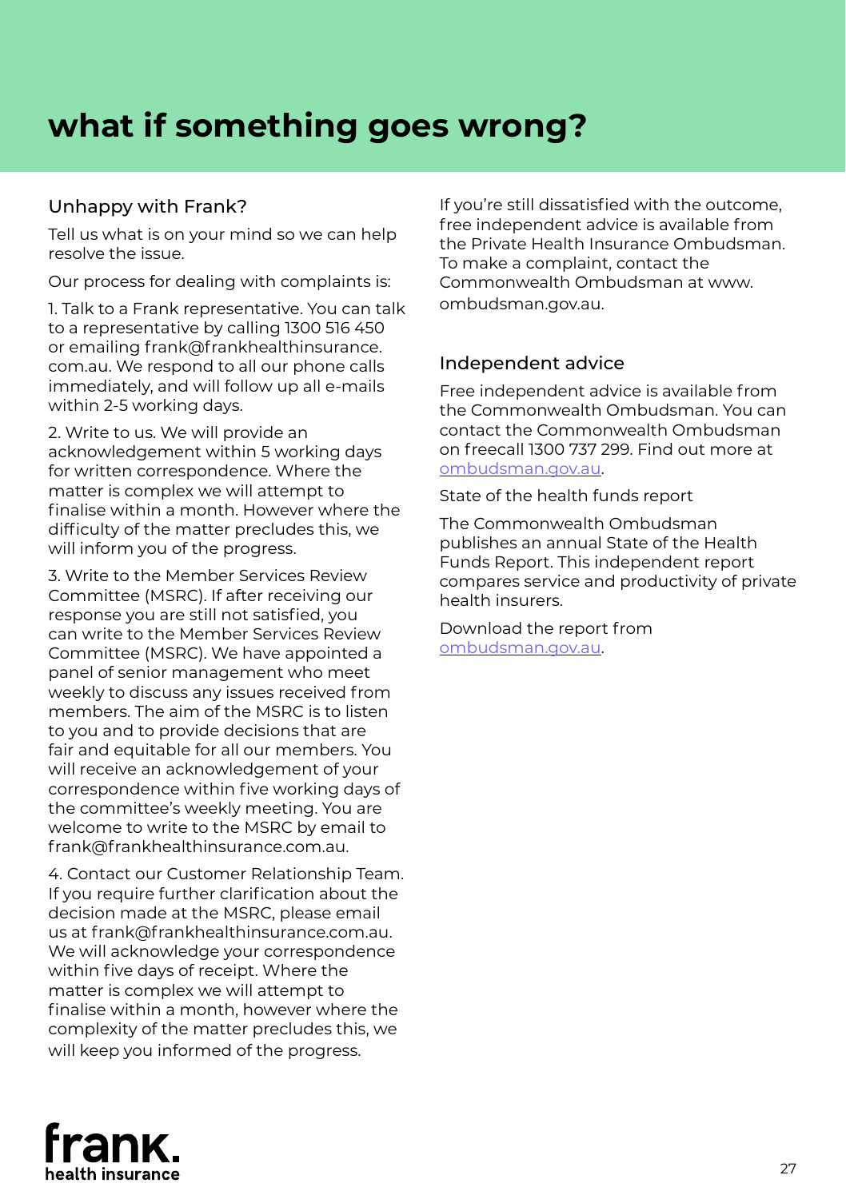# what if something goes wrong?

## Unhappy with Frank?

Tell us what is on your mind so we can help resolve the issue.

Our process for dealing with complaints is:

1. Talk to a Frank representative. You can talk to a representative by calling 1300 516 450 or emailing frank@frankhealthinsurance.com.au. We respond to all our phone calls immediately, and will follow up all e-mails within 2-5 working days.

2. Write to us. We will provide an acknowledgement within 5 working days for written correspondence. Where the matter is complex we will attempt to finalise within a month. However where the difficulty of the matter precludes this, we will inform you of the progress.

3. Write to the Member Services Review Committee (MSRC). If after receiving our response you are still not satisfied, you can write to the Member Services Review Committee (MSRC). We have appointed a panel of senior management who meet weekly to discuss any issues received from members. The aim of the MSRC is to listen to you and to provide decisions that are fair and equitable for all our members. You will receive an acknowledgement of your correspondence within five working days of the committee's weekly meeting. You are welcome to write to the MSRC by email to frank@frankhealthinsurance.com.au.

4. Contact our Customer Relationship Team. If you require further clarification about the decision made at the MSRC, please email us at frank@frankhealthinsurance.com.au. We will acknowledge your correspondence within five days of receipt. Where the matter is complex we will attempt to finalise within a month, however where the complexity of the matter precludes this, we will keep you informed of the progress.

If you're still dissatisfied with the outcome, free independent advice is available from the Private Health Insurance Ombudsman. To make a complaint, contact the Commonwealth Ombudsman at www.ombudsman.gov.au.

## Independent advice

Free independent advice is available from the Commonwealth Ombudsman. You can contact the Commonwealth Ombudsman on freecall 1300 737 299. Find out more at ombudsman.gov.au.

State of the health funds report

The Commonwealth Ombudsman publishes an annual State of the Health Funds Report. This independent report compares service and productivity of private health insurers.

Download the report from ombudsman.gov.au.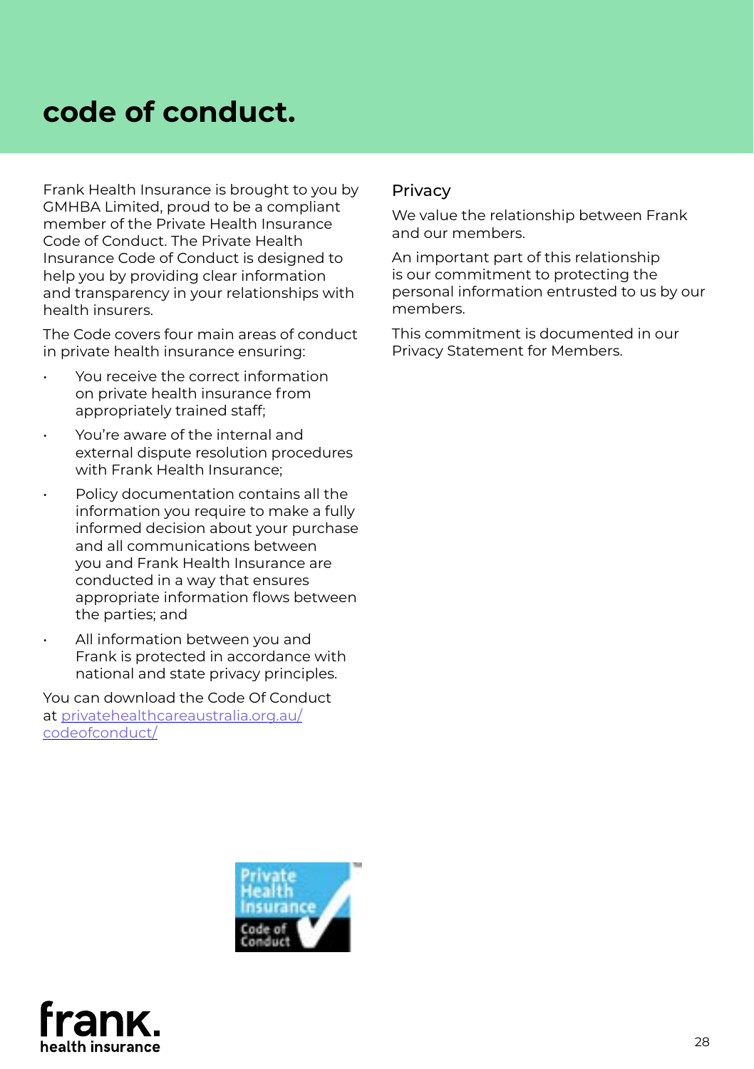# code of conduct.

Frank Health Insurance is brought to you by GMHBA Limited, proud to be a compliant member of the Private Health Insurance Code of Conduct. The Private Health Insurance Code of Conduct is designed to help you by providing clear information and transparency in your relationships with health insurers.

The Code covers four main areas of conduct in private health insurance ensuring:

- You receive the correct information on private health insurance from appropriately trained staff;
- You're aware of the internal and external dispute resolution procedures with Frank Health Insurance;
- Policy documentation contains all the information you require to make a fully informed decision about your purchase and all communications between you and Frank Health Insurance are conducted in a way that ensures appropriate information flows between the parties; and
- All information between you and Frank is protected in accordance with national and state privacy principles.

You can download the Code Of Conduct at [privatehealthcareaustralia.org.au/codeofconduct/](privatehealthcareaustralia.org.au/codeofconduct/)

## Privacy

We value the relationship between Frank and our members.

An important part of this relationship is our commitment to protecting the personal information entrusted to us by our members.

This commitment is documented in our Privacy Statement for Members.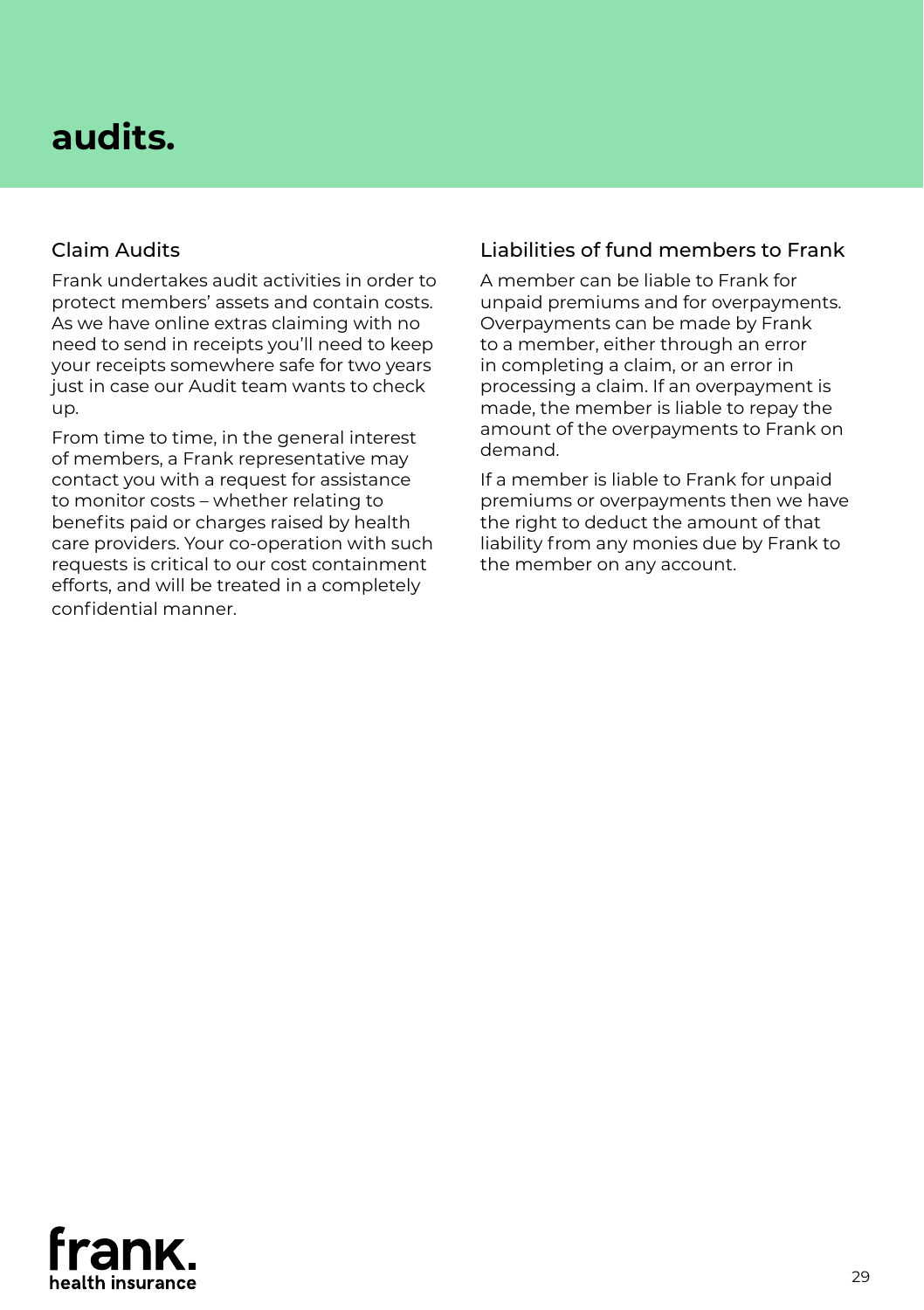# audits.

## Claim Audits

Frank undertakes audit activities in order to protect members' assets and contain costs. As we have online extras claiming with no need to send in receipts you'll need to keep your receipts somewhere safe for two years just in case our Audit team wants to check up.

From time to time, in the general interest of members, a Frank representative may contact you with a request for assistance to monitor costs – whether relating to benefits paid or charges raised by health care providers. Your co-operation with such requests is critical to our cost containment efforts, and will be treated in a completely confidential manner.

## Liabilities of fund members to Frank

A member can be liable to Frank for unpaid premiums and for overpayments. Overpayments can be made by Frank to a member, either through an error in completing a claim, or an error in processing a claim. If an overpayment is made, the member is liable to repay the amount of the overpayments to Frank on demand.

If a member is liable to Frank for unpaid premiums or overpayments then we have the right to deduct the amount of that liability from any monies due by Frank to the member on any account.

frank. health insurance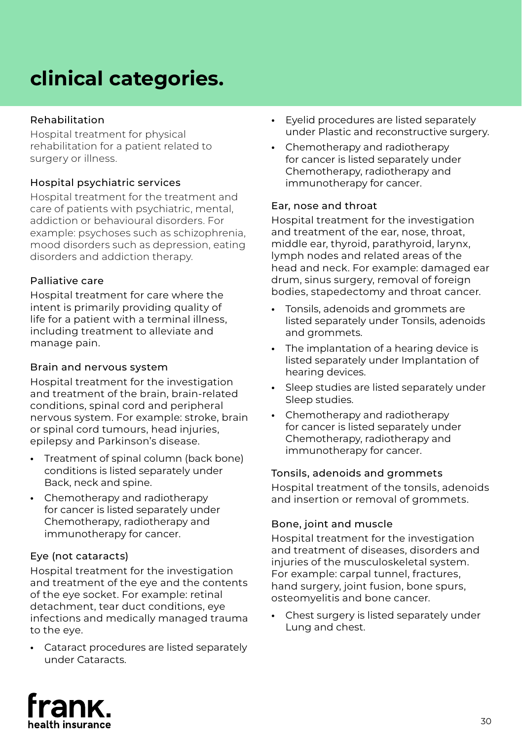# clinical categories.

### Rehabilitation

Hospital treatment for physical rehabilitation for a patient related to surgery or illness.

### Hospital psychiatric services

Hospital treatment for the treatment and care of patients with psychiatric, mental, addiction or behavioural disorders. For example: psychoses such as schizophrenia, mood disorders such as depression, eating disorders and addiction therapy.

### Palliative care

Hospital treatment for care where the intent is primarily providing quality of life for a patient with a terminal illness, including treatment to alleviate and manage pain.

### Brain and nervous system

Hospital treatment for the investigation and treatment of the brain, brain-related conditions, spinal cord and peripheral nervous system. For example: stroke, brain or spinal cord tumours, head injuries, epilepsy and Parkinson's disease.

- Treatment of spinal column (back bone) conditions is listed separately under Back, neck and spine.
- Chemotherapy and radiotherapy for cancer is listed separately under Chemotherapy, radiotherapy and immunotherapy for cancer.

### Eye (not cataracts)

Hospital treatment for the investigation and treatment of the eye and the contents of the eye socket. For example: retinal detachment, tear duct conditions, eye infections and medically managed trauma to the eye.

- Cataract procedures are listed separately under Cataracts.
- Eyelid procedures are listed separately under Plastic and reconstructive surgery.
- Chemotherapy and radiotherapy for cancer is listed separately under Chemotherapy, radiotherapy and immunotherapy for cancer.

### Ear, nose and throat

Hospital treatment for the investigation and treatment of the ear, nose, throat, middle ear, thyroid, parathyroid, larynx, lymph nodes and related areas of the head and neck. For example: damaged ear drum, sinus surgery, removal of foreign bodies, stapedectomy and throat cancer.

- Tonsils, adenoids and grommets are listed separately under Tonsils, adenoids and grommets.
- The implantation of a hearing device is listed separately under Implantation of hearing devices.
- Sleep studies are listed separately under Sleep studies.
- Chemotherapy and radiotherapy for cancer is listed separately under Chemotherapy, radiotherapy and immunotherapy for cancer.

### Tonsils, adenoids and grommets

Hospital treatment of the tonsils, adenoids and insertion or removal of grommets.

### Bone, joint and muscle

Hospital treatment for the investigation and treatment of diseases, disorders and injuries of the musculoskeletal system. For example: carpal tunnel, fractures, hand surgery, joint fusion, bone spurs, osteomyelitis and bone cancer.

- Chest surgery is listed separately under Lung and chest.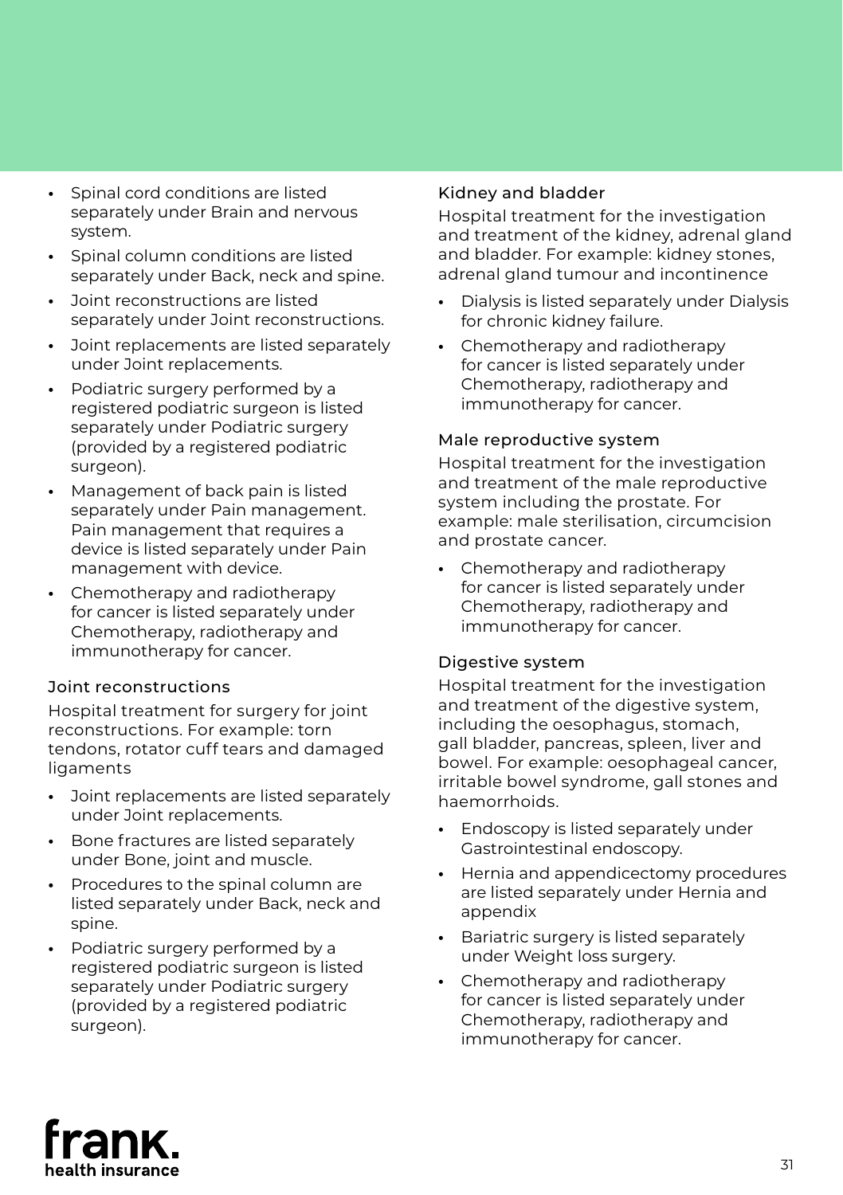- Spinal cord conditions are listed separately under Brain and nervous system.
- Spinal column conditions are listed separately under Back, neck and spine.
- Joint reconstructions are listed separately under Joint reconstructions.
- Joint replacements are listed separately under Joint replacements.
- Podiatric surgery performed by a registered podiatric surgeon is listed separately under Podiatric surgery (provided by a registered podiatric surgeon).
- Management of back pain is listed separately under Pain management. Pain management that requires a device is listed separately under Pain management with device.
- Chemotherapy and radiotherapy for cancer is listed separately under Chemotherapy, radiotherapy and immunotherapy for cancer.

### Joint reconstructions

Hospital treatment for surgery for joint reconstructions. For example: torn tendons, rotator cuff tears and damaged ligaments

- Joint replacements are listed separately under Joint replacements.
- Bone fractures are listed separately under Bone, joint and muscle.
- Procedures to the spinal column are listed separately under Back, neck and spine.
- Podiatric surgery performed by a registered podiatric surgeon is listed separately under Podiatric surgery (provided by a registered podiatric surgeon).

### Kidney and bladder

Hospital treatment for the investigation and treatment of the kidney, adrenal gland and bladder. For example: kidney stones, adrenal gland tumour and incontinence

- Dialysis is listed separately under Dialysis for chronic kidney failure.
- Chemotherapy and radiotherapy for cancer is listed separately under Chemotherapy, radiotherapy and immunotherapy for cancer.

### Male reproductive system

Hospital treatment for the investigation and treatment of the male reproductive system including the prostate. For example: male sterilisation, circumcision and prostate cancer.

- Chemotherapy and radiotherapy for cancer is listed separately under Chemotherapy, radiotherapy and immunotherapy for cancer.

### Digestive system

Hospital treatment for the investigation and treatment of the digestive system, including the oesophagus, stomach, gall bladder, pancreas, spleen, liver and bowel. For example: oesophageal cancer, irritable bowel syndrome, gall stones and haemorrhoids.

- Endoscopy is listed separately under Gastrointestinal endoscopy.
- Hernia and appendicectomy procedures are listed separately under Hernia and appendix
- Bariatric surgery is listed separately under Weight loss surgery.
- Chemotherapy and radiotherapy for cancer is listed separately under Chemotherapy, radiotherapy and immunotherapy for cancer.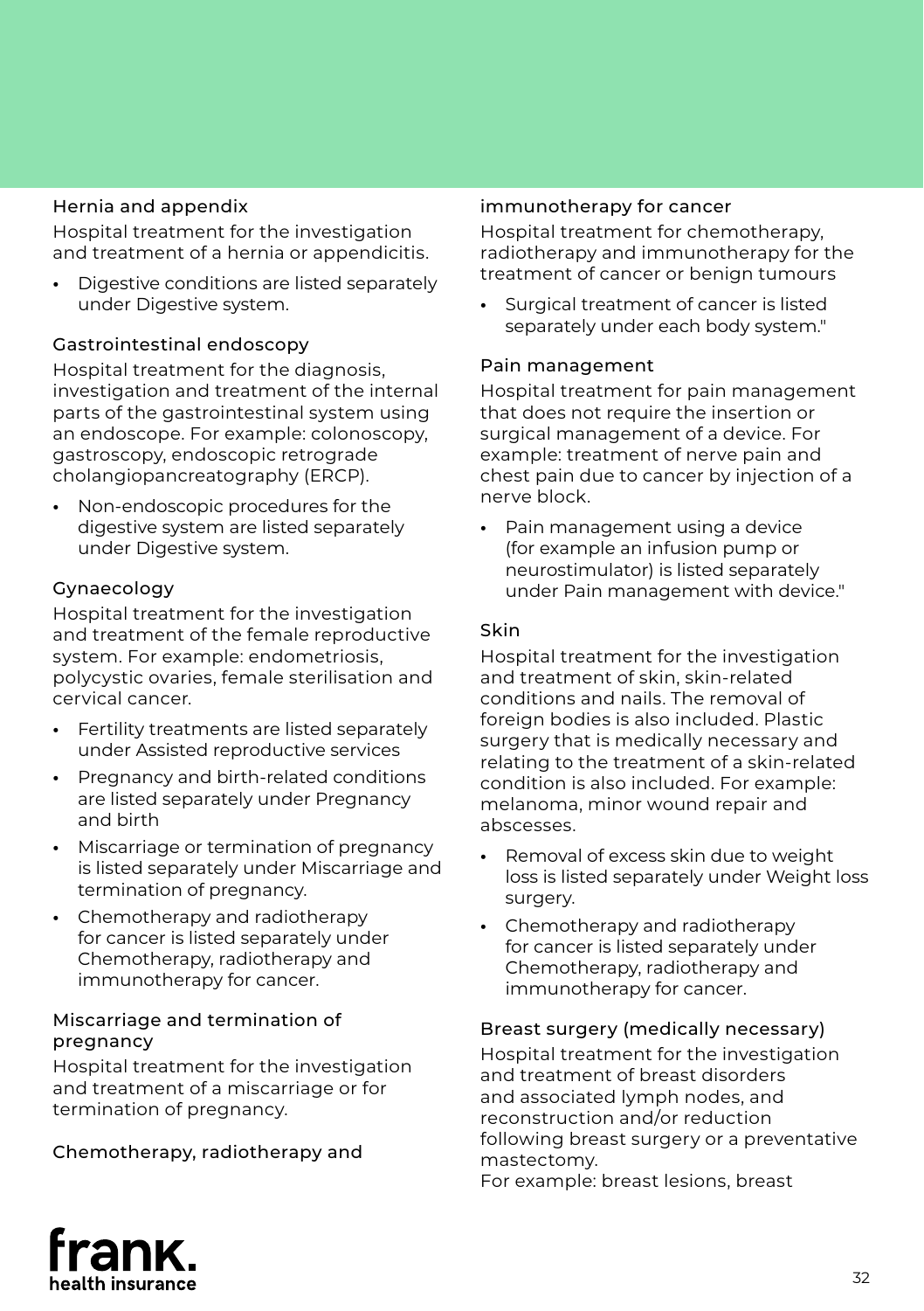### Hernia and appendix

Hospital treatment for the investigation and treatment of a hernia or appendicitis.

- Digestive conditions are listed separately under Digestive system.

### Gastrointestinal endoscopy

Hospital treatment for the diagnosis, investigation and treatment of the internal parts of the gastrointestinal system using an endoscope. For example: colonoscopy, gastroscopy, endoscopic retrograde cholangiopancreatography (ERCP).

- Non-endoscopic procedures for the digestive system are listed separately under Digestive system.

### Gynaecology

Hospital treatment for the investigation and treatment of the female reproductive system. For example: endometriosis, polycystic ovaries, female sterilisation and cervical cancer.

- Fertility treatments are listed separately under Assisted reproductive services
- Pregnancy and birth-related conditions are listed separately under Pregnancy and birth
- Miscarriage or termination of pregnancy is listed separately under Miscarriage and termination of pregnancy.
- Chemotherapy and radiotherapy for cancer is listed separately under Chemotherapy, radiotherapy and immunotherapy for cancer.

### Miscarriage and termination of pregnancy

Hospital treatment for the investigation and treatment of a miscarriage or for termination of pregnancy.

### Chemotherapy, radiotherapy and immunotherapy for cancer

Hospital treatment for chemotherapy, radiotherapy and immunotherapy for the treatment of cancer or benign tumours

- Surgical treatment of cancer is listed separately under each body system."

### Pain management

Hospital treatment for pain management that does not require the insertion or surgical management of a device. For example: treatment of nerve pain and chest pain due to cancer by injection of a nerve block.

- Pain management using a device (for example an infusion pump or neurostimulator) is listed separately under Pain management with device."

### Skin

Hospital treatment for the investigation and treatment of skin, skin-related conditions and nails. The removal of foreign bodies is also included. Plastic surgery that is medically necessary and relating to the treatment of a skin-related condition is also included. For example: melanoma, minor wound repair and abscesses.

- Removal of excess skin due to weight loss is listed separately under Weight loss surgery.
- Chemotherapy and radiotherapy for cancer is listed separately under Chemotherapy, radiotherapy and immunotherapy for cancer.

### Breast surgery (medically necessary)

Hospital treatment for the investigation and treatment of breast disorders and associated lymph nodes, and reconstruction and/or reduction following breast surgery or a preventative mastectomy.
For example: breast lesions, breast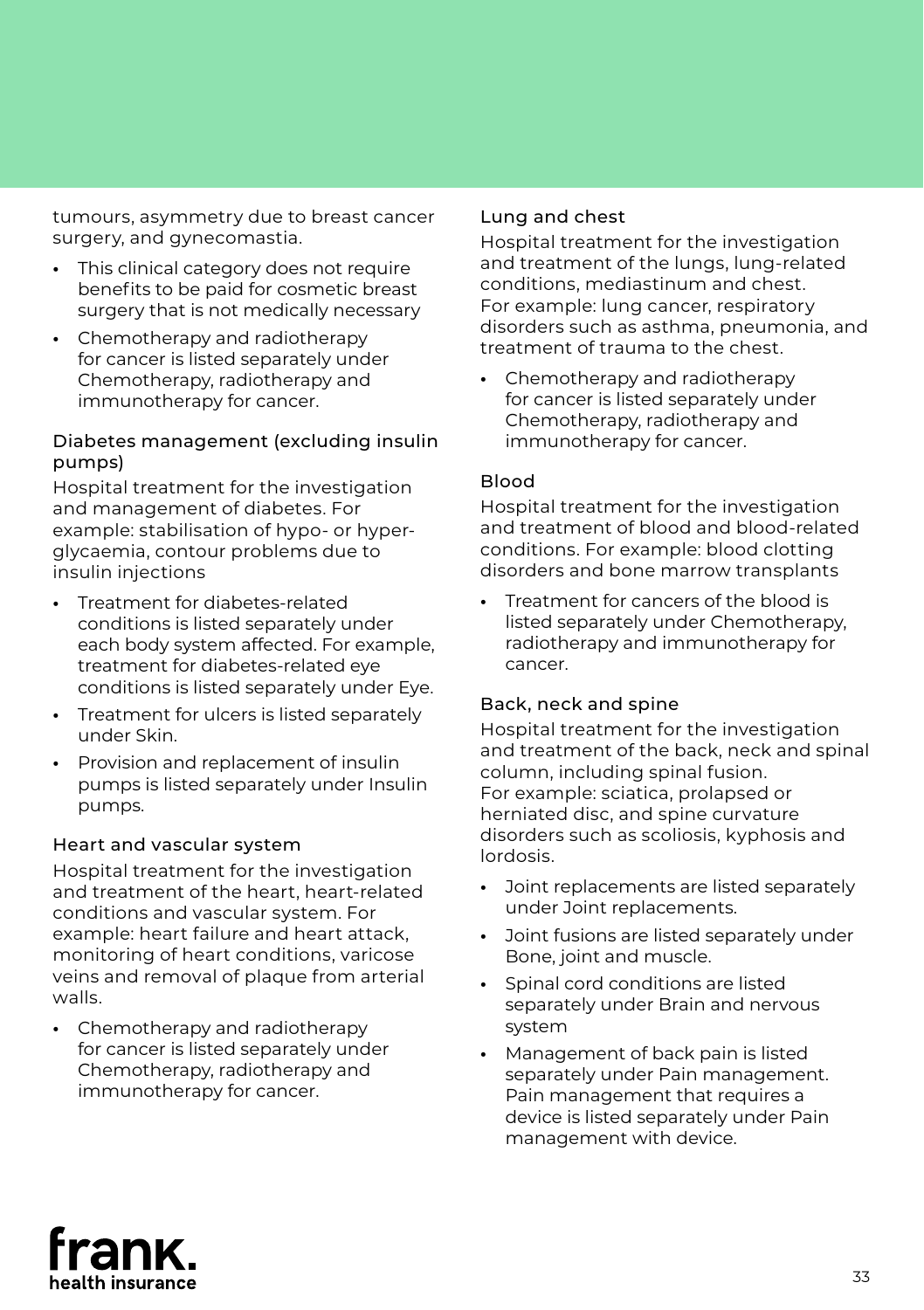tumours, asymmetry due to breast cancer surgery, and gynecomastia.

- This clinical category does not require benefits to be paid for cosmetic breast surgery that is not medically necessary
- Chemotherapy and radiotherapy for cancer is listed separately under Chemotherapy, radiotherapy and immunotherapy for cancer.

### Diabetes management (excluding insulin pumps)

Hospital treatment for the investigation and management of diabetes. For example: stabilisation of hypo- or hyper-glycaemia, contour problems due to insulin injections

- Treatment for diabetes-related conditions is listed separately under each body system affected. For example, treatment for diabetes-related eye conditions is listed separately under Eye.
- Treatment for ulcers is listed separately under Skin.
- Provision and replacement of insulin pumps is listed separately under Insulin pumps.

### Heart and vascular system

Hospital treatment for the investigation and treatment of the heart, heart-related conditions and vascular system. For example: heart failure and heart attack, monitoring of heart conditions, varicose veins and removal of plaque from arterial walls.

- Chemotherapy and radiotherapy for cancer is listed separately under Chemotherapy, radiotherapy and immunotherapy for cancer.

### Lung and chest

Hospital treatment for the investigation and treatment of the lungs, lung-related conditions, mediastinum and chest. For example: lung cancer, respiratory disorders such as asthma, pneumonia, and treatment of trauma to the chest.

- Chemotherapy and radiotherapy for cancer is listed separately under Chemotherapy, radiotherapy and immunotherapy for cancer.

### Blood

Hospital treatment for the investigation and treatment of blood and blood-related conditions. For example: blood clotting disorders and bone marrow transplants

- Treatment for cancers of the blood is listed separately under Chemotherapy, radiotherapy and immunotherapy for cancer.

### Back, neck and spine

Hospital treatment for the investigation and treatment of the back, neck and spinal column, including spinal fusion. For example: sciatica, prolapsed or herniated disc, and spine curvature disorders such as scoliosis, kyphosis and lordosis.

- Joint replacements are listed separately under Joint replacements.
- Joint fusions are listed separately under Bone, joint and muscle.
- Spinal cord conditions are listed separately under Brain and nervous system
- Management of back pain is listed separately under Pain management. Pain management that requires a device is listed separately under Pain management with device.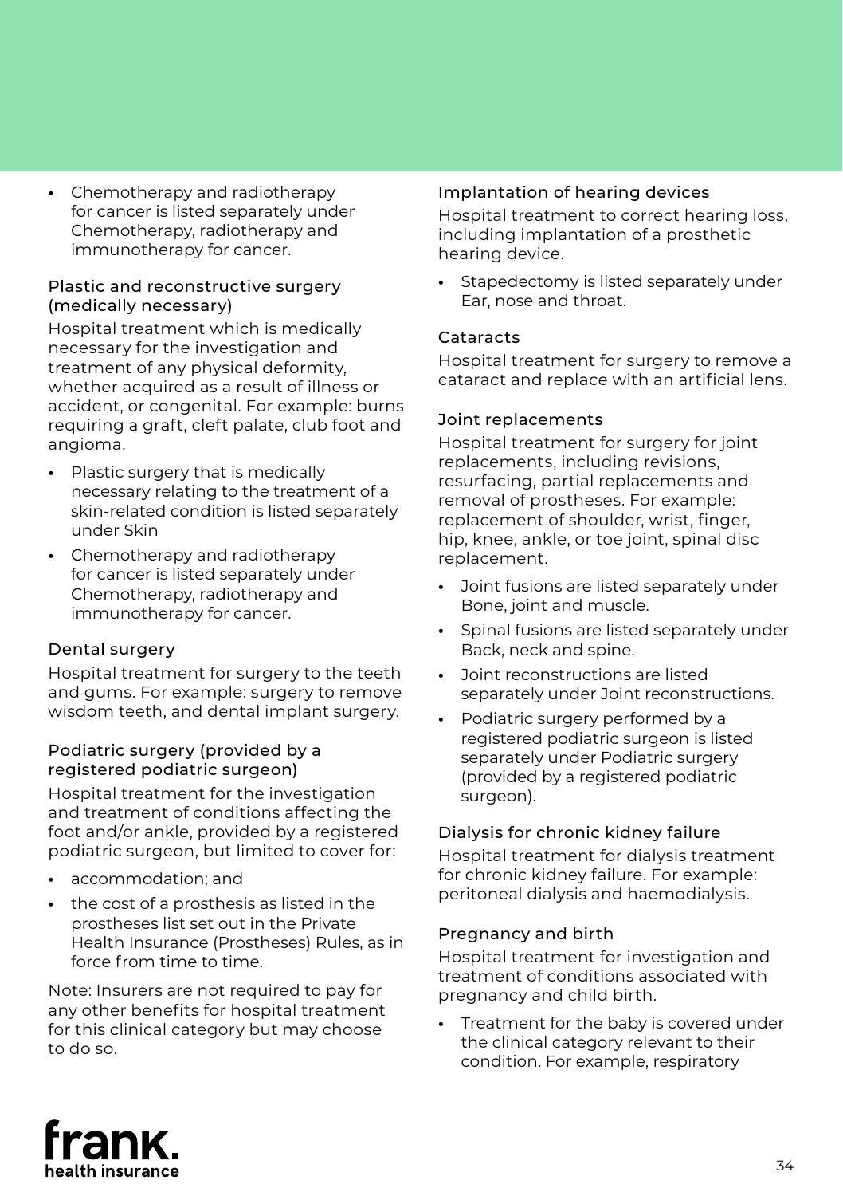- Chemotherapy and radiotherapy for cancer is listed separately under Chemotherapy, radiotherapy and immunotherapy for cancer.

### Plastic and reconstructive surgery (medically necessary)

Hospital treatment which is medically necessary for the investigation and treatment of any physical deformity, whether acquired as a result of illness or accident, or congenital. For example: burns requiring a graft, cleft palate, club foot and angioma.

- Plastic surgery that is medically necessary relating to the treatment of a skin-related condition is listed separately under Skin
- Chemotherapy and radiotherapy for cancer is listed separately under Chemotherapy, radiotherapy and immunotherapy for cancer.

### Dental surgery

Hospital treatment for surgery to the teeth and gums. For example: surgery to remove wisdom teeth, and dental implant surgery.

### Podiatric surgery (provided by a registered podiatric surgeon)

Hospital treatment for the investigation and treatment of conditions affecting the foot and/or ankle, provided by a registered podiatric surgeon, but limited to cover for:

- accommodation; and
- the cost of a prosthesis as listed in the prostheses list set out in the Private Health Insurance (Prostheses) Rules, as in force from time to time.

Note: Insurers are not required to pay for any other benefits for hospital treatment for this clinical category but may choose to do so.

### Implantation of hearing devices

Hospital treatment to correct hearing loss, including implantation of a prosthetic hearing device.

- Stapedectomy is listed separately under Ear, nose and throat.

### Cataracts

Hospital treatment for surgery to remove a cataract and replace with an artificial lens.

### Joint replacements

Hospital treatment for surgery for joint replacements, including revisions, resurfacing, partial replacements and removal of prostheses. For example: replacement of shoulder, wrist, finger, hip, knee, ankle, or toe joint, spinal disc replacement.

- Joint fusions are listed separately under Bone, joint and muscle.
- Spinal fusions are listed separately under Back, neck and spine.
- Joint reconstructions are listed separately under Joint reconstructions.
- Podiatric surgery performed by a registered podiatric surgeon is listed separately under Podiatric surgery (provided by a registered podiatric surgeon).

### Dialysis for chronic kidney failure

Hospital treatment for dialysis treatment for chronic kidney failure. For example: peritoneal dialysis and haemodialysis.

### Pregnancy and birth

Hospital treatment for investigation and treatment of conditions associated with pregnancy and child birth.

- Treatment for the baby is covered under the clinical category relevant to their condition. For example, respiratory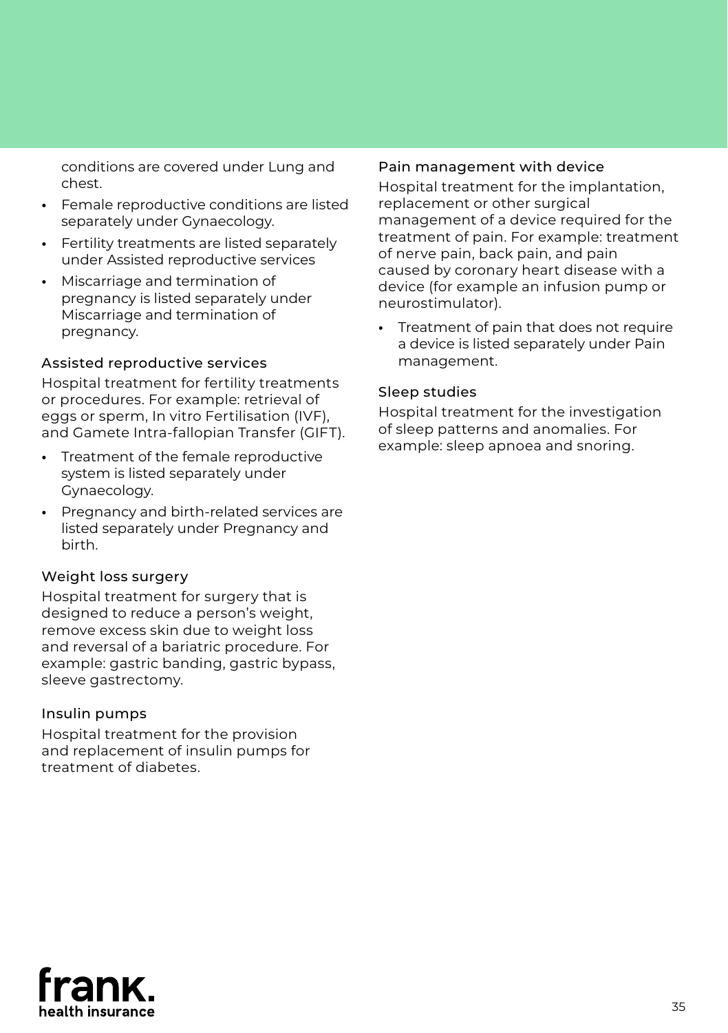conditions are covered under Lung and chest.

- Female reproductive conditions are listed separately under Gynaecology.
- Fertility treatments are listed separately under Assisted reproductive services
- Miscarriage and termination of pregnancy is listed separately under Miscarriage and termination of pregnancy.

### Assisted reproductive services

Hospital treatment for fertility treatments or procedures. For example: retrieval of eggs or sperm, In vitro Fertilisation (IVF), and Gamete Intra-fallopian Transfer (GIFT).

- Treatment of the female reproductive system is listed separately under Gynaecology.
- Pregnancy and birth-related services are listed separately under Pregnancy and birth.

### Weight loss surgery

Hospital treatment for surgery that is designed to reduce a person's weight, remove excess skin due to weight loss and reversal of a bariatric procedure. For example: gastric banding, gastric bypass, sleeve gastrectomy.

### Insulin pumps

Hospital treatment for the provision and replacement of insulin pumps for treatment of diabetes.

### Pain management with device

Hospital treatment for the implantation, replacement or other surgical management of a device required for the treatment of pain. For example: treatment of nerve pain, back pain, and pain caused by coronary heart disease with a device (for example an infusion pump or neurostimulator).

- Treatment of pain that does not require a device is listed separately under Pain management.

### Sleep studies

Hospital treatment for the investigation of sleep patterns and anomalies. For example: sleep apnoea and snoring.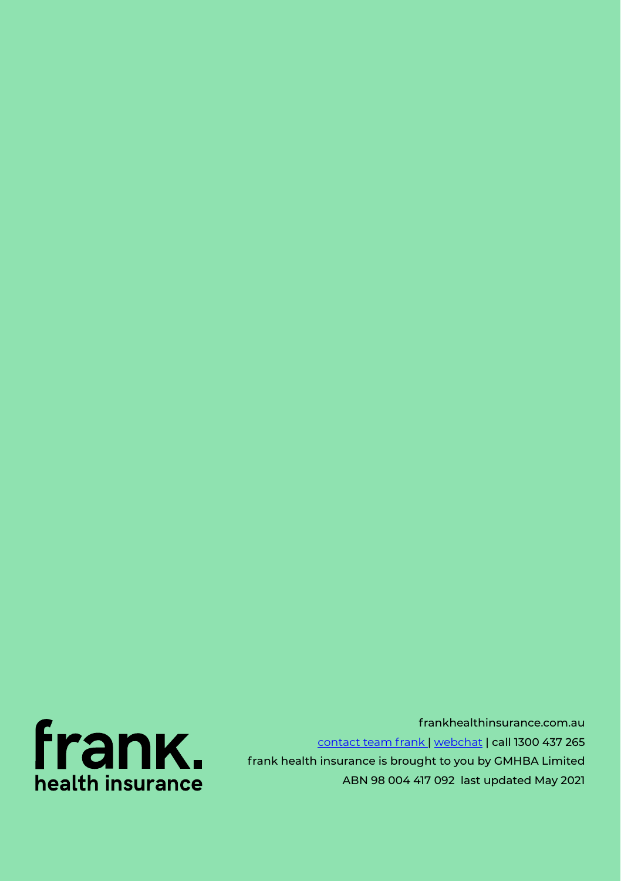frank. health insurance

frankhealthinsurance.com.au

contact team frank | webchat | call 1300 437 265

frank health insurance is brought to you by GMHBA Limited

ABN 98 004 417 092 last updated May 2021